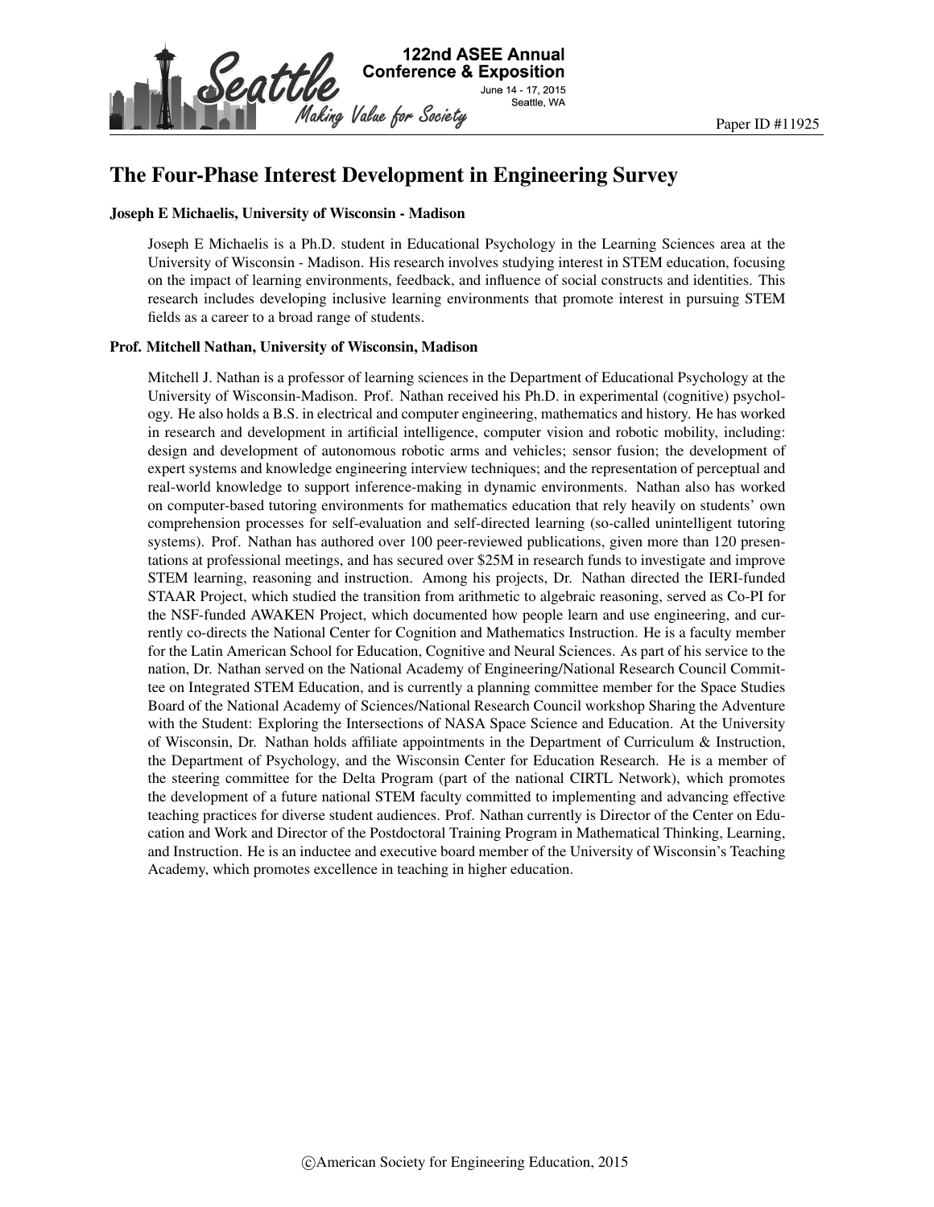# The Four-Phase Interest Development in Engineering Survey

### Joseph E Michaelis, University of Wisconsin - Madison

Joseph E Michaelis is a Ph.D. student in Educational Psychology in the Learning Sciences area at the University of Wisconsin - Madison. His research involves studying interest in STEM education, focusing on the impact of learning environments, feedback, and influence of social constructs and identities. This research includes developing inclusive learning environments that promote interest in pursuing STEM fields as a career to a broad range of students.

### Prof. Mitchell Nathan, University of Wisconsin, Madison

Mitchell J. Nathan is a professor of learning sciences in the Department of Educational Psychology at the University of Wisconsin-Madison. Prof. Nathan received his Ph.D. in experimental (cognitive) psychology. He also holds a B.S. in electrical and computer engineering, mathematics and history. He has worked in research and development in artificial intelligence, computer vision and robotic mobility, including: design and development of autonomous robotic arms and vehicles; sensor fusion; the development of expert systems and knowledge engineering interview techniques; and the representation of perceptual and real-world knowledge to support inference-making in dynamic environments. Nathan also has worked on computer-based tutoring environments for mathematics education that rely heavily on students' own comprehension processes for self-evaluation and self-directed learning (so-called unintelligent tutoring systems). Prof. Nathan has authored over 100 peer-reviewed publications, given more than 120 presentations at professional meetings, and has secured over $25M in research funds to investigate and improve STEM learning, reasoning and instruction. Among his projects, Dr. Nathan directed the IERI-funded STAAR Project, which studied the transition from arithmetic to algebraic reasoning, served as Co-PI for the NSF-funded AWAKEN Project, which documented how people learn and use engineering, and currently co-directs the National Center for Cognition and Mathematics Instruction. He is a faculty member for the Latin American School for Education, Cognitive and Neural Sciences. As part of his service to the nation, Dr. Nathan served on the National Academy of Engineering/National Research Council Committee on Integrated STEM Education, and is currently a planning committee member for the Space Studies Board of the National Academy of Sciences/National Research Council workshop Sharing the Adventure with the Student: Exploring the Intersections of NASA Space Science and Education. At the University of Wisconsin, Dr. Nathan holds affiliate appointments in the Department of Curriculum & Instruction, the Department of Psychology, and the Wisconsin Center for Education Research. He is a member of the steering committee for the Delta Program (part of the national CIRTL Network), which promotes the development of a future national STEM faculty committed to implementing and advancing effective teaching practices for diverse student audiences. Prof. Nathan currently is Director of the Center on Education and Work and Director of the Postdoctoral Training Program in Mathematical Thinking, Learning, and Instruction. He is an inductee and executive board member of the University of Wisconsin's Teaching Academy, which promotes excellence in teaching in higher education.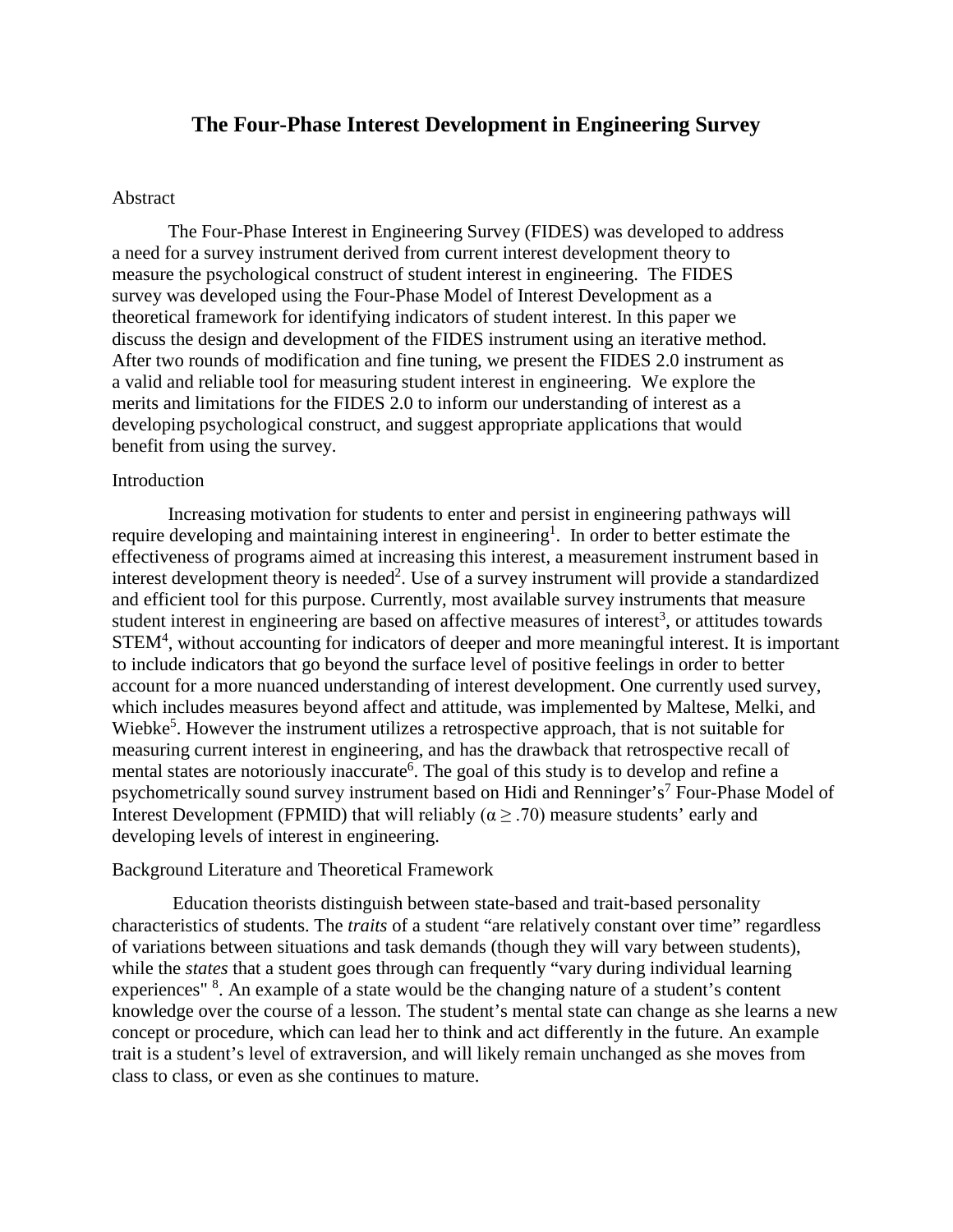# The Four-Phase Interest Development in Engineering Survey

## Abstract

The Four-Phase Interest in Engineering Survey (FIDES) was developed to address a need for a survey instrument derived from current interest development theory to measure the psychological construct of student interest in engineering. The FIDES survey was developed using the Four-Phase Model of Interest Development as a theoretical framework for identifying indicators of student interest. In this paper we discuss the design and development of the FIDES instrument using an iterative method. After two rounds of modification and fine tuning, we present the FIDES 2.0 instrument as a valid and reliable tool for measuring student interest in engineering. We explore the merits and limitations for the FIDES 2.0 to inform our understanding of interest as a developing psychological construct, and suggest appropriate applications that would benefit from using the survey.

## Introduction

Increasing motivation for students to enter and persist in engineering pathways will require developing and maintaining interest in engineering[1]. In order to better estimate the effectiveness of programs aimed at increasing this interest, a measurement instrument based in interest development theory is needed[2]. Use of a survey instrument will provide a standardized and efficient tool for this purpose. Currently, most available survey instruments that measure student interest in engineering are based on affective measures of interest[3], or attitudes towards STEM[4], without accounting for indicators of deeper and more meaningful interest. It is important to include indicators that go beyond the surface level of positive feelings in order to better account for a more nuanced understanding of interest development. One currently used survey, which includes measures beyond affect and attitude, was implemented by Maltese, Melki, and Wiebke[5]. However the instrument utilizes a retrospective approach, that is not suitable for measuring current interest in engineering, and has the drawback that retrospective recall of mental states are notoriously inaccurate[6]. The goal of this study is to develop and refine a psychometrically sound survey instrument based on Hidi and Renninger's[7] Four-Phase Model of Interest Development (FPMID) that will reliably ($\alpha \geq .70$) measure students' early and developing levels of interest in engineering.

## Background Literature and Theoretical Framework

Education theorists distinguish between state-based and trait-based personality characteristics of students. The *traits* of a student "are relatively constant over time" regardless of variations between situations and task demands (though they will vary between students), while the *states* that a student goes through can frequently "vary during individual learning experiences" [8]. An example of a state would be the changing nature of a student's content knowledge over the course of a lesson. The student's mental state can change as she learns a new concept or procedure, which can lead her to think and act differently in the future. An example trait is a student's level of extraversion, and will likely remain unchanged as she moves from class to class, or even as she continues to mature.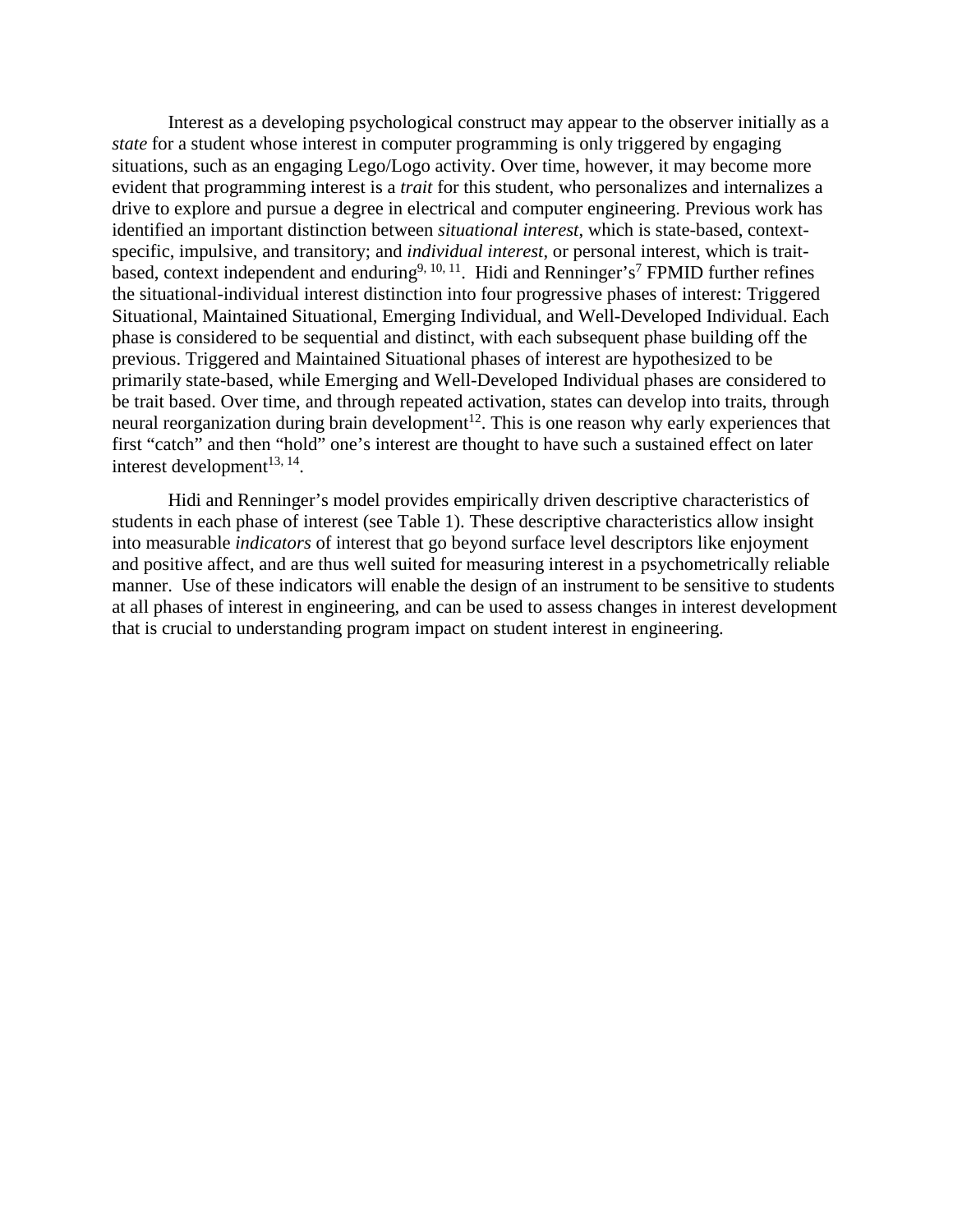Interest as a developing psychological construct may appear to the observer initially as a *state* for a student whose interest in computer programming is only triggered by engaging situations, such as an engaging Lego/Logo activity. Over time, however, it may become more evident that programming interest is a *trait* for this student, who personalizes and internalizes a drive to explore and pursue a degree in electrical and computer engineering. Previous work has identified an important distinction between *situational interest*, which is state-based, context-specific, impulsive, and transitory; and *individual interest*, or personal interest, which is trait-based, context independent and enduring[9, 10, 11]. Hidi and Renninger's[7] FPMID further refines the situational-individual interest distinction into four progressive phases of interest: Triggered Situational, Maintained Situational, Emerging Individual, and Well-Developed Individual. Each phase is considered to be sequential and distinct, with each subsequent phase building off the previous. Triggered and Maintained Situational phases of interest are hypothesized to be primarily state-based, while Emerging and Well-Developed Individual phases are considered to be trait based. Over time, and through repeated activation, states can develop into traits, through neural reorganization during brain development[12]. This is one reason why early experiences that first "catch" and then "hold" one's interest are thought to have such a sustained effect on later interest development[13, 14].

Hidi and Renninger's model provides empirically driven descriptive characteristics of students in each phase of interest (see Table 1). These descriptive characteristics allow insight into measurable *indicators* of interest that go beyond surface level descriptors like enjoyment and positive affect, and are thus well suited for measuring interest in a psychometrically reliable manner. Use of these indicators will enable the design of an instrument to be sensitive to students at all phases of interest in engineering, and can be used to assess changes in interest development that is crucial to understanding program impact on student interest in engineering.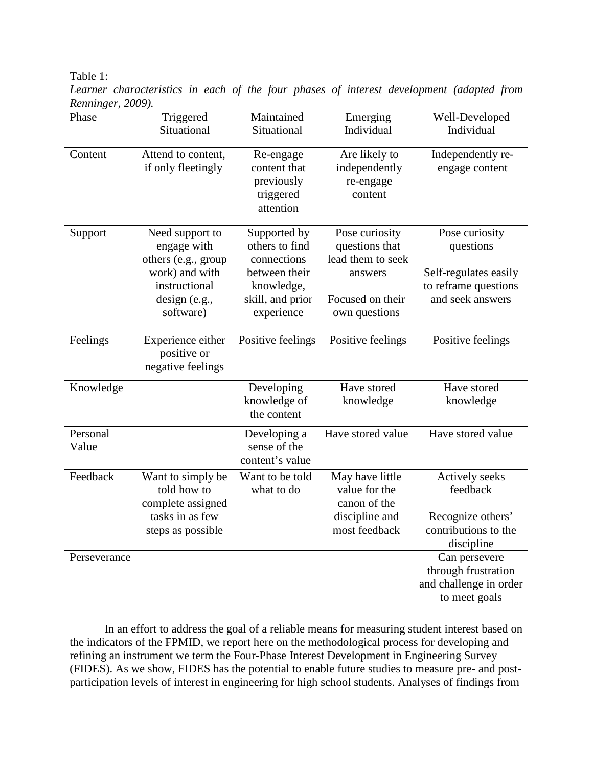Table 1:

*Learner characteristics in each of the four phases of interest development (adapted from Renninger, 2009).*

| Phase | Triggered Situational | Maintained Situational | Emerging Individual | Well-Developed Individual |
|---|---|---|---|---|
| Content | Attend to content, if only fleetingly | Re-engage content that previously triggered attention | Are likely to independently re-engage content | Independently re-engage content |
| Support | Need support to engage with others (e.g., group work) and with instructional design (e.g., software) | Supported by others to find connections between their knowledge, skill, and prior experience | Pose curiosity questions that lead them to seek answers<br><br>Focused on their own questions | Pose curiosity questions<br><br>Self-regulates easily to reframe questions and seek answers |
| Feelings | Experience either positive or negative feelings | Positive feelings | Positive feelings | Positive feelings |
| Knowledge | | Developing knowledge of the content | Have stored knowledge | Have stored knowledge |
| Personal Value | | Developing a sense of the content's value | Have stored value | Have stored value |
| Feedback | Want to simply be told how to complete assigned tasks in as few steps as possible | Want to be told what to do | May have little value for the canon of the discipline and most feedback | Actively seeks feedback<br><br>Recognize others' contributions to the discipline |
| Perseverance | | | | Can persevere through frustration and challenge in order to meet goals |

In an effort to address the goal of a reliable means for measuring student interest based on the indicators of the FPMID, we report here on the methodological process for developing and refining an instrument we term the Four-Phase Interest Development in Engineering Survey (FIDES). As we show, FIDES has the potential to enable future studies to measure pre- and post-participation levels of interest in engineering for high school students. Analyses of findings from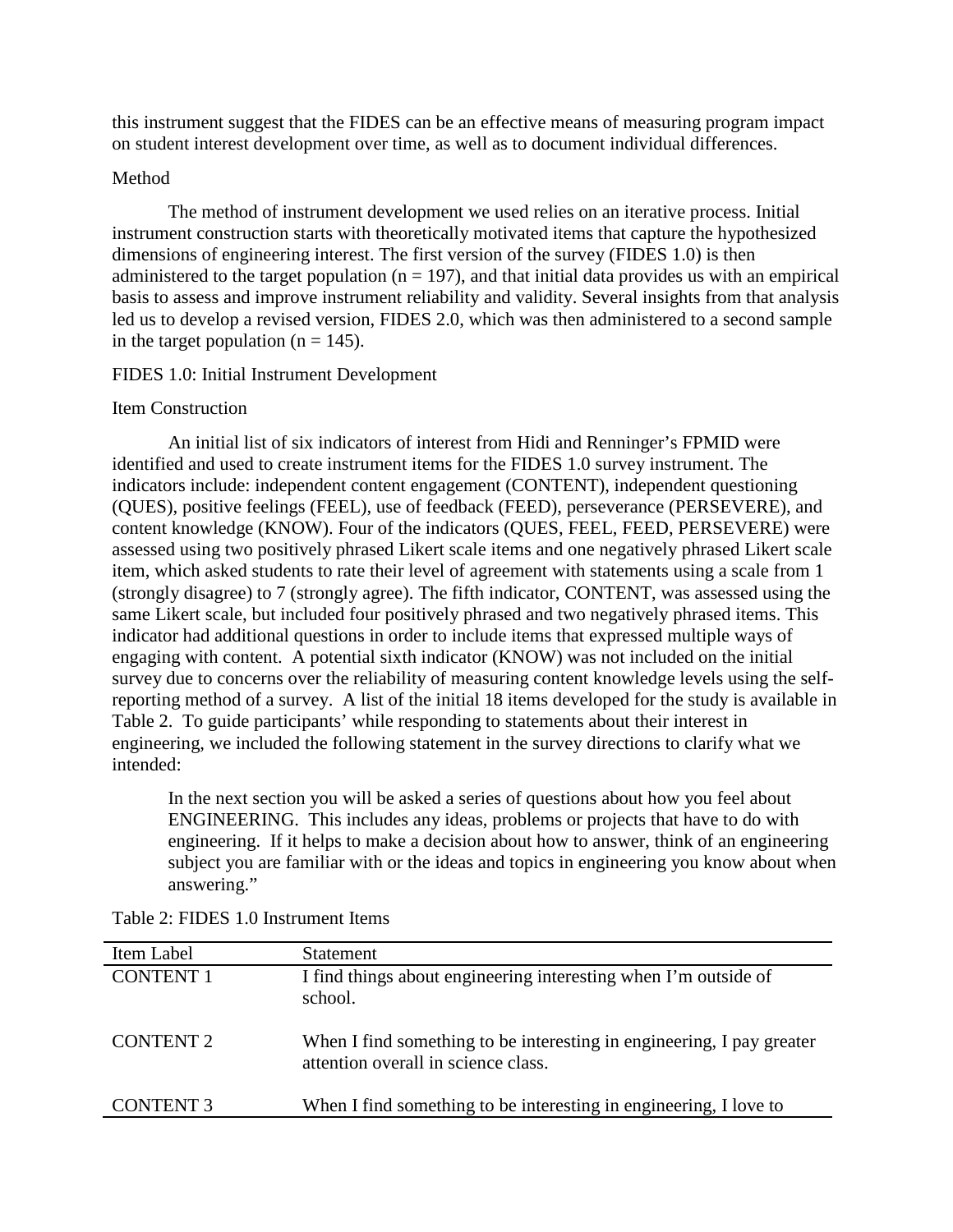this instrument suggest that the FIDES can be an effective means of measuring program impact on student interest development over time, as well as to document individual differences.

## Method

The method of instrument development we used relies on an iterative process. Initial instrument construction starts with theoretically motivated items that capture the hypothesized dimensions of engineering interest. The first version of the survey (FIDES 1.0) is then administered to the target population ($n = 197$), and that initial data provides us with an empirical basis to assess and improve instrument reliability and validity. Several insights from that analysis led us to develop a revised version, FIDES 2.0, which was then administered to a second sample in the target population ($n = 145$).

### FIDES 1.0: Initial Instrument Development

#### Item Construction

An initial list of six indicators of interest from Hidi and Renninger's FPMID were identified and used to create instrument items for the FIDES 1.0 survey instrument. The indicators include: independent content engagement (CONTENT), independent questioning (QUES), positive feelings (FEEL), use of feedback (FEED), perseverance (PERSEVERE), and content knowledge (KNOW). Four of the indicators (QUES, FEEL, FEED, PERSEVERE) were assessed using two positively phrased Likert scale items and one negatively phrased Likert scale item, which asked students to rate their level of agreement with statements using a scale from 1 (strongly disagree) to 7 (strongly agree). The fifth indicator, CONTENT, was assessed using the same Likert scale, but included four positively phrased and two negatively phrased items. This indicator had additional questions in order to include items that expressed multiple ways of engaging with content. A potential sixth indicator (KNOW) was not included on the initial survey due to concerns over the reliability of measuring content knowledge levels using the self-reporting method of a survey. A list of the initial 18 items developed for the study is available in Table 2. To guide participants' while responding to statements about their interest in engineering, we included the following statement in the survey directions to clarify what we intended:

> In the next section you will be asked a series of questions about how you feel about ENGINEERING. This includes any ideas, problems or projects that have to do with engineering. If it helps to make a decision about how to answer, think of an engineering subject you are familiar with or the ideas and topics in engineering you know about when answering."

Table 2: FIDES 1.0 Instrument Items

| Item Label | Statement |
|---|---|
| CONTENT 1 | I find things about engineering interesting when I'm outside of school. |
| CONTENT 2 | When I find something to be interesting in engineering, I pay greater attention overall in science class. |
| CONTENT 3 | When I find something to be interesting in engineering, I love to |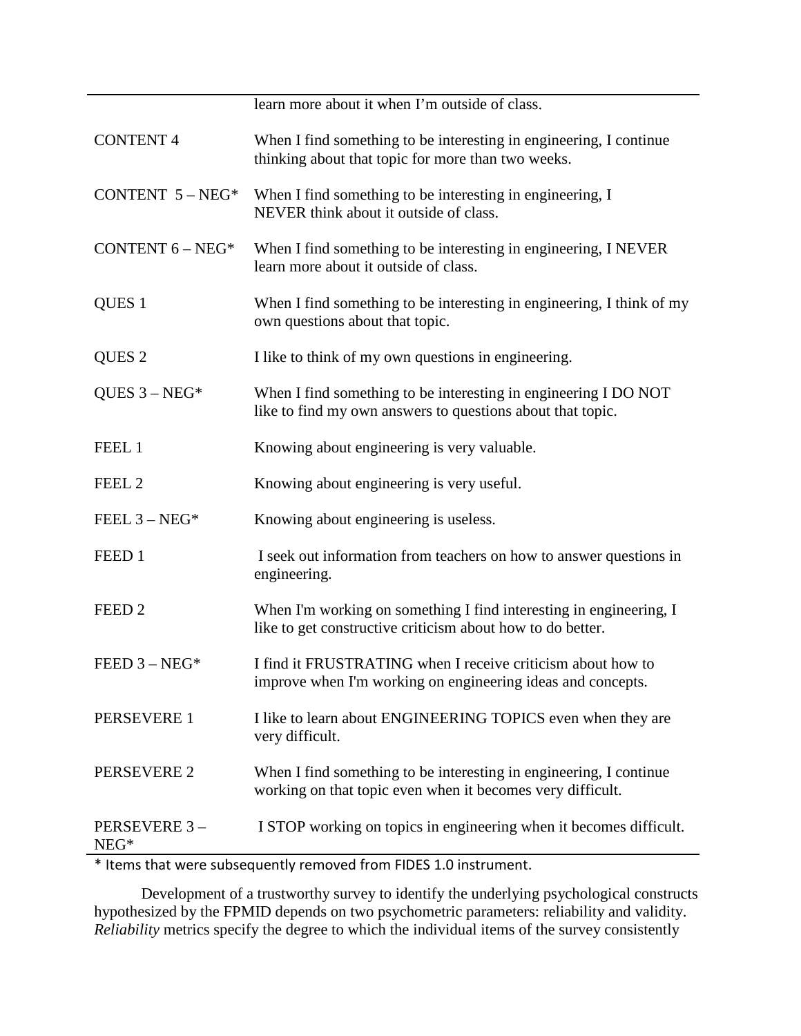|  |  |
| --- | --- |
|  | learn more about it when I'm outside of class. |
| CONTENT 4 | When I find something to be interesting in engineering, I continue thinking about that topic for more than two weeks. |
| CONTENT 5 – NEG* | When I find something to be interesting in engineering, I NEVER think about it outside of class. |
| CONTENT 6 – NEG* | When I find something to be interesting in engineering, I NEVER learn more about it outside of class. |
| QUES 1 | When I find something to be interesting in engineering, I think of my own questions about that topic. |
| QUES 2 | I like to think of my own questions in engineering. |
| QUES 3 – NEG* | When I find something to be interesting in engineering I DO NOT like to find my own answers to questions about that topic. |
| FEEL 1 | Knowing about engineering is very valuable. |
| FEEL 2 | Knowing about engineering is very useful. |
| FEEL 3 – NEG* | Knowing about engineering is useless. |
| FEED 1 | I seek out information from teachers on how to answer questions in engineering. |
| FEED 2 | When I'm working on something I find interesting in engineering, I like to get constructive criticism about how to do better. |
| FEED 3 – NEG* | I find it FRUSTRATING when I receive criticism about how to improve when I'm working on engineering ideas and concepts. |
| PERSEVERE 1 | I like to learn about ENGINEERING TOPICS even when they are very difficult. |
| PERSEVERE 2 | When I find something to be interesting in engineering, I continue working on that topic even when it becomes very difficult. |
| PERSEVERE 3 – NEG* | I STOP working on topics in engineering when it becomes difficult. |

* Items that were subsequently removed from FIDES 1.0 instrument.

Development of a trustworthy survey to identify the underlying psychological constructs hypothesized by the FPMID depends on two psychometric parameters: reliability and validity. *Reliability* metrics specify the degree to which the individual items of the survey consistently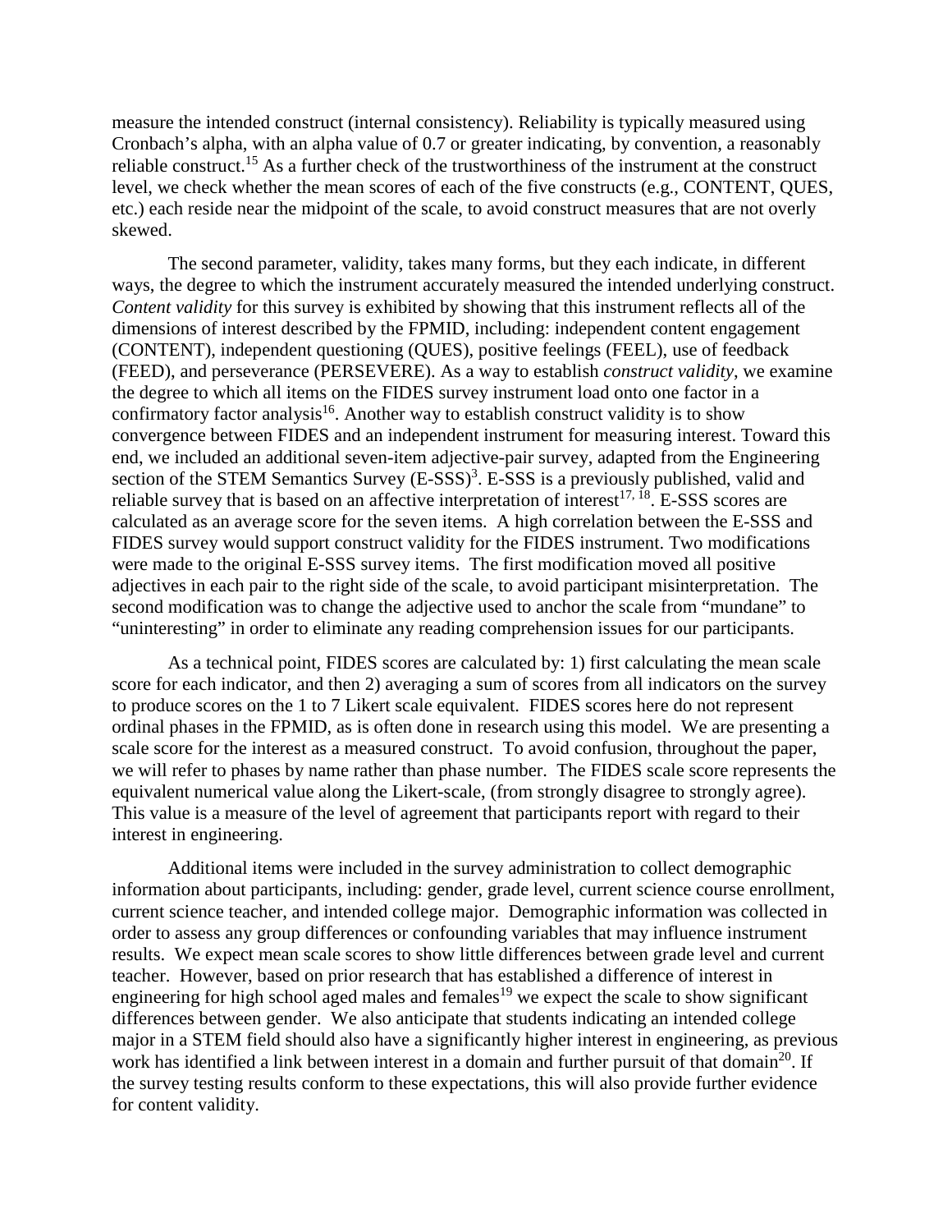measure the intended construct (internal consistency). Reliability is typically measured using Cronbach's alpha, with an alpha value of 0.7 or greater indicating, by convention, a reasonably reliable construct.[15] As a further check of the trustworthiness of the instrument at the construct level, we check whether the mean scores of each of the five constructs (e.g., CONTENT, QUES, etc.) each reside near the midpoint of the scale, to avoid construct measures that are not overly skewed.

The second parameter, validity, takes many forms, but they each indicate, in different ways, the degree to which the instrument accurately measured the intended underlying construct. *Content validity* for this survey is exhibited by showing that this instrument reflects all of the dimensions of interest described by the FPMID, including: independent content engagement (CONTENT), independent questioning (QUES), positive feelings (FEEL), use of feedback (FEED), and perseverance (PERSEVERE). As a way to establish *construct validity*, we examine the degree to which all items on the FIDES survey instrument load onto one factor in a confirmatory factor analysis[16]. Another way to establish construct validity is to show convergence between FIDES and an independent instrument for measuring interest. Toward this end, we included an additional seven-item adjective-pair survey, adapted from the Engineering section of the STEM Semantics Survey (E-SSS)[3]. E-SSS is a previously published, valid and reliable survey that is based on an affective interpretation of interest[17, 18]. E-SSS scores are calculated as an average score for the seven items. A high correlation between the E-SSS and FIDES survey would support construct validity for the FIDES instrument. Two modifications were made to the original E-SSS survey items. The first modification moved all positive adjectives in each pair to the right side of the scale, to avoid participant misinterpretation. The second modification was to change the adjective used to anchor the scale from "mundane" to "uninteresting" in order to eliminate any reading comprehension issues for our participants.

As a technical point, FIDES scores are calculated by: 1) first calculating the mean scale score for each indicator, and then 2) averaging a sum of scores from all indicators on the survey to produce scores on the 1 to 7 Likert scale equivalent. FIDES scores here do not represent ordinal phases in the FPMID, as is often done in research using this model. We are presenting a scale score for the interest as a measured construct. To avoid confusion, throughout the paper, we will refer to phases by name rather than phase number. The FIDES scale score represents the equivalent numerical value along the Likert-scale, (from strongly disagree to strongly agree). This value is a measure of the level of agreement that participants report with regard to their interest in engineering.

Additional items were included in the survey administration to collect demographic information about participants, including: gender, grade level, current science course enrollment, current science teacher, and intended college major. Demographic information was collected in order to assess any group differences or confounding variables that may influence instrument results. We expect mean scale scores to show little differences between grade level and current teacher. However, based on prior research that has established a difference of interest in engineering for high school aged males and females[19] we expect the scale to show significant differences between gender. We also anticipate that students indicating an intended college major in a STEM field should also have a significantly higher interest in engineering, as previous work has identified a link between interest in a domain and further pursuit of that domain[20]. If the survey testing results conform to these expectations, this will also provide further evidence for content validity.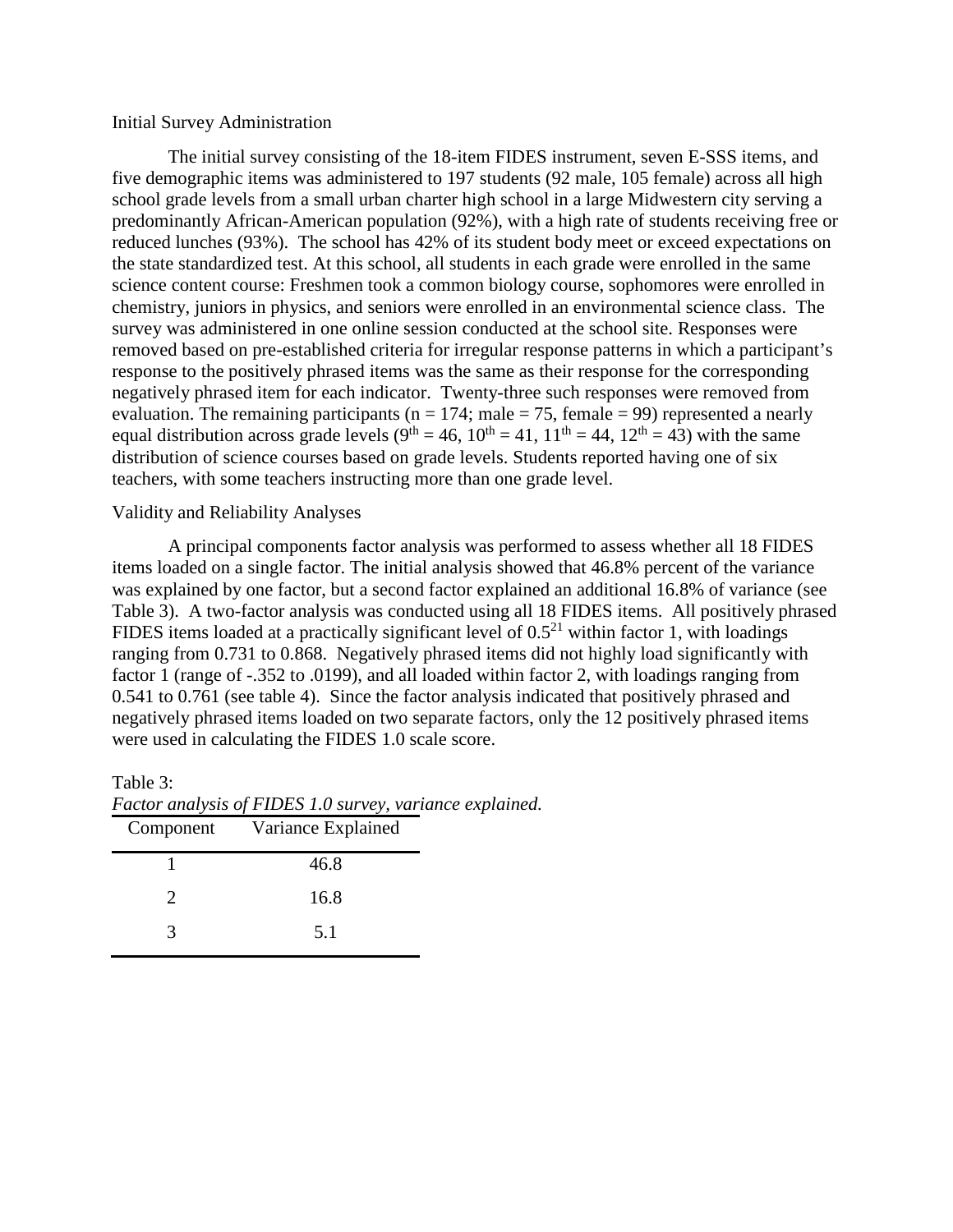## Initial Survey Administration

The initial survey consisting of the 18-item FIDES instrument, seven E-SSS items, and five demographic items was administered to 197 students (92 male, 105 female) across all high school grade levels from a small urban charter high school in a large Midwestern city serving a predominantly African-American population (92%), with a high rate of students receiving free or reduced lunches (93%). The school has 42% of its student body meet or exceed expectations on the state standardized test. At this school, all students in each grade were enrolled in the same science content course: Freshmen took a common biology course, sophomores were enrolled in chemistry, juniors in physics, and seniors were enrolled in an environmental science class. The survey was administered in one online session conducted at the school site. Responses were removed based on pre-established criteria for irregular response patterns in which a participant's response to the positively phrased items was the same as their response for the corresponding negatively phrased item for each indicator. Twenty-three such responses were removed from evaluation. The remaining participants ($n = 174$; male = 75, female = 99) represented a nearly equal distribution across grade levels ($9^{th} = 46$, $10^{th} = 41$, $11^{th} = 44$, $12^{th} = 43$) with the same distribution of science courses based on grade levels. Students reported having one of six teachers, with some teachers instructing more than one grade level.

## Validity and Reliability Analyses

A principal components factor analysis was performed to assess whether all 18 FIDES items loaded on a single factor. The initial analysis showed that 46.8% percent of the variance was explained by one factor, but a second factor explained an additional 16.8% of variance (see Table 3). A two-factor analysis was conducted using all 18 FIDES items. All positively phrased FIDES items loaded at a practically significant level of 0.5[21] within factor 1, with loadings ranging from 0.731 to 0.868. Negatively phrased items did not highly load significantly with factor 1 (range of -.352 to .0199), and all loaded within factor 2, with loadings ranging from 0.541 to 0.761 (see table 4). Since the factor analysis indicated that positively phrased and negatively phrased items loaded on two separate factors, only the 12 positively phrased items were used in calculating the FIDES 1.0 scale score.

Table 3:
*Factor analysis of FIDES 1.0 survey, variance explained.*

| Component | Variance Explained |
|---|---|
| 1 | 46.8 |
| 2 | 16.8 |
| 3 | 5.1 |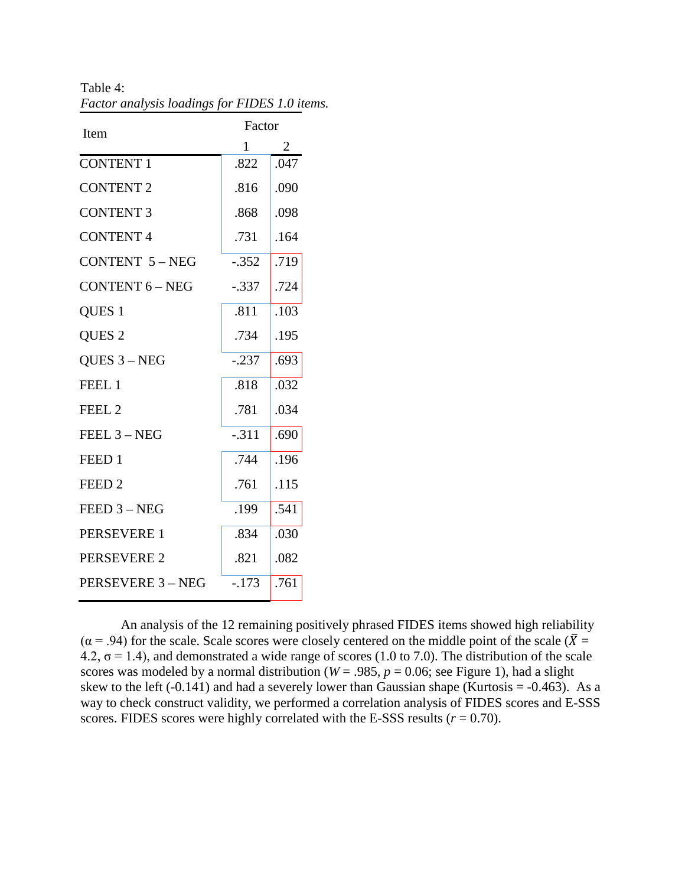Table 4:
*Factor analysis loadings for FIDES 1.0 items.*

| Item | Factor | |
|---|---|---|
| | 1 | 2 |
| CONTENT 1 | .822 | .047 |
| CONTENT 2 | .816 | .090 |
| CONTENT 3 | .868 | .098 |
| CONTENT 4 | .731 | .164 |
| CONTENT 5 – NEG | -.352 | .719 |
| CONTENT 6 – NEG | -.337 | .724 |
| QUES 1 | .811 | .103 |
| QUES 2 | .734 | .195 |
| QUES 3 – NEG | -.237 | .693 |
| FEEL 1 | .818 | .032 |
| FEEL 2 | .781 | .034 |
| FEEL 3 – NEG | -.311 | .690 |
| FEED 1 | .744 | .196 |
| FEED 2 | .761 | .115 |
| FEED 3 – NEG | .199 | .541 |
| PERSEVERE 1 | .834 | .030 |
| PERSEVERE 2 | .821 | .082 |
| PERSEVERE 3 – NEG | -.173 | .761 |

An analysis of the 12 remaining positively phrased FIDES items showed high reliability ($\alpha = .94$) for the scale. Scale scores were closely centered on the middle point of the scale ($\bar{X} = 4.2$, $\sigma = 1.4$), and demonstrated a wide range of scores (1.0 to 7.0). The distribution of the scale scores was modeled by a normal distribution ($W = .985$, $p = 0.06$; see Figure 1), had a slight skew to the left (-0.141) and had a severely lower than Gaussian shape (Kurtosis = -0.463). As a way to check construct validity, we performed a correlation analysis of FIDES scores and E-SSS scores. FIDES scores were highly correlated with the E-SSS results ($r = 0.70$).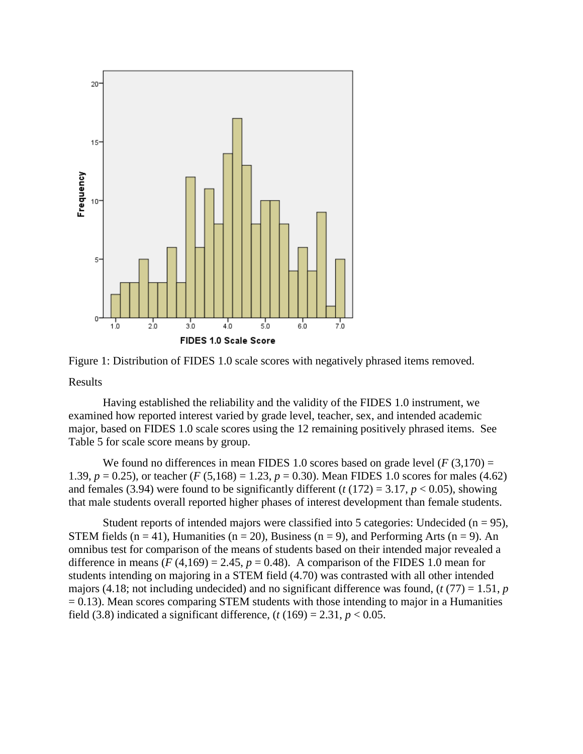Figure 1: Distribution of FIDES 1.0 scale scores with negatively phrased items removed.

Results

Having established the reliability and the validity of the FIDES 1.0 instrument, we examined how reported interest varied by grade level, teacher, sex, and intended academic major, based on FIDES 1.0 scale scores using the 12 remaining positively phrased items. See Table 5 for scale score means by group.

We found no differences in mean FIDES 1.0 scores based on grade level ($F$ (3,170) = 1.39, $p$ = 0.25), or teacher ($F$ (5,168) = 1.23, $p$ = 0.30). Mean FIDES 1.0 scores for males (4.62) and females (3.94) were found to be significantly different ($t$ (172) = 3.17, $p < 0.05$), showing that male students overall reported higher phases of interest development than female students.

Student reports of intended majors were classified into 5 categories: Undecided (n = 95), STEM fields (n = 41), Humanities (n = 20), Business (n = 9), and Performing Arts (n = 9). An omnibus test for comparison of the means of students based on their intended major revealed a difference in means ($F$ (4,169) = 2.45, $p$ = 0.48). A comparison of the FIDES 1.0 mean for students intending on majoring in a STEM field (4.70) was contrasted with all other intended majors (4.18; not including undecided) and no significant difference was found, ($t$ (77) = 1.51, $p$ = 0.13). Mean scores comparing STEM students with those intending to major in a Humanities field (3.8) indicated a significant difference, ($t$ (169) = 2.31, $p < 0.05$.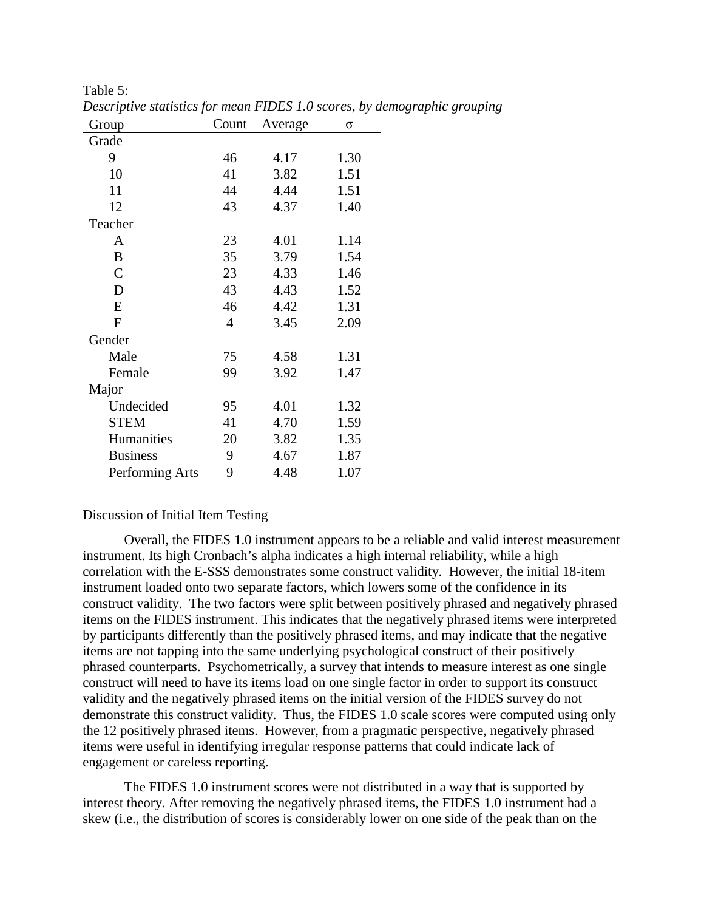Table 5:
*Descriptive statistics for mean FIDES 1.0 scores, by demographic grouping*

| Group | Count | Average | σ |
|---|---|---|---|
| Grade | | | |
| 9 | 46 | 4.17 | 1.30 |
| 10 | 41 | 3.82 | 1.51 |
| 11 | 44 | 4.44 | 1.51 |
| 12 | 43 | 4.37 | 1.40 |
| Teacher | | | |
| A | 23 | 4.01 | 1.14 |
| B | 35 | 3.79 | 1.54 |
| C | 23 | 4.33 | 1.46 |
| D | 43 | 4.43 | 1.52 |
| E | 46 | 4.42 | 1.31 |
| F | 4 | 3.45 | 2.09 |
| Gender | | | |
| Male | 75 | 4.58 | 1.31 |
| Female | 99 | 3.92 | 1.47 |
| Major | | | |
| Undecided | 95 | 4.01 | 1.32 |
| STEM | 41 | 4.70 | 1.59 |
| Humanities | 20 | 3.82 | 1.35 |
| Business | 9 | 4.67 | 1.87 |
| Performing Arts | 9 | 4.48 | 1.07 |

Discussion of Initial Item Testing

Overall, the FIDES 1.0 instrument appears to be a reliable and valid interest measurement instrument. Its high Cronbach's alpha indicates a high internal reliability, while a high correlation with the E-SSS demonstrates some construct validity. However, the initial 18-item instrument loaded onto two separate factors, which lowers some of the confidence in its construct validity. The two factors were split between positively phrased and negatively phrased items on the FIDES instrument. This indicates that the negatively phrased items were interpreted by participants differently than the positively phrased items, and may indicate that the negative items are not tapping into the same underlying psychological construct of their positively phrased counterparts. Psychometrically, a survey that intends to measure interest as one single construct will need to have its items load on one single factor in order to support its construct validity and the negatively phrased items on the initial version of the FIDES survey do not demonstrate this construct validity. Thus, the FIDES 1.0 scale scores were computed using only the 12 positively phrased items. However, from a pragmatic perspective, negatively phrased items were useful in identifying irregular response patterns that could indicate lack of engagement or careless reporting.

The FIDES 1.0 instrument scores were not distributed in a way that is supported by interest theory. After removing the negatively phrased items, the FIDES 1.0 instrument had a skew (i.e., the distribution of scores is considerably lower on one side of the peak than on the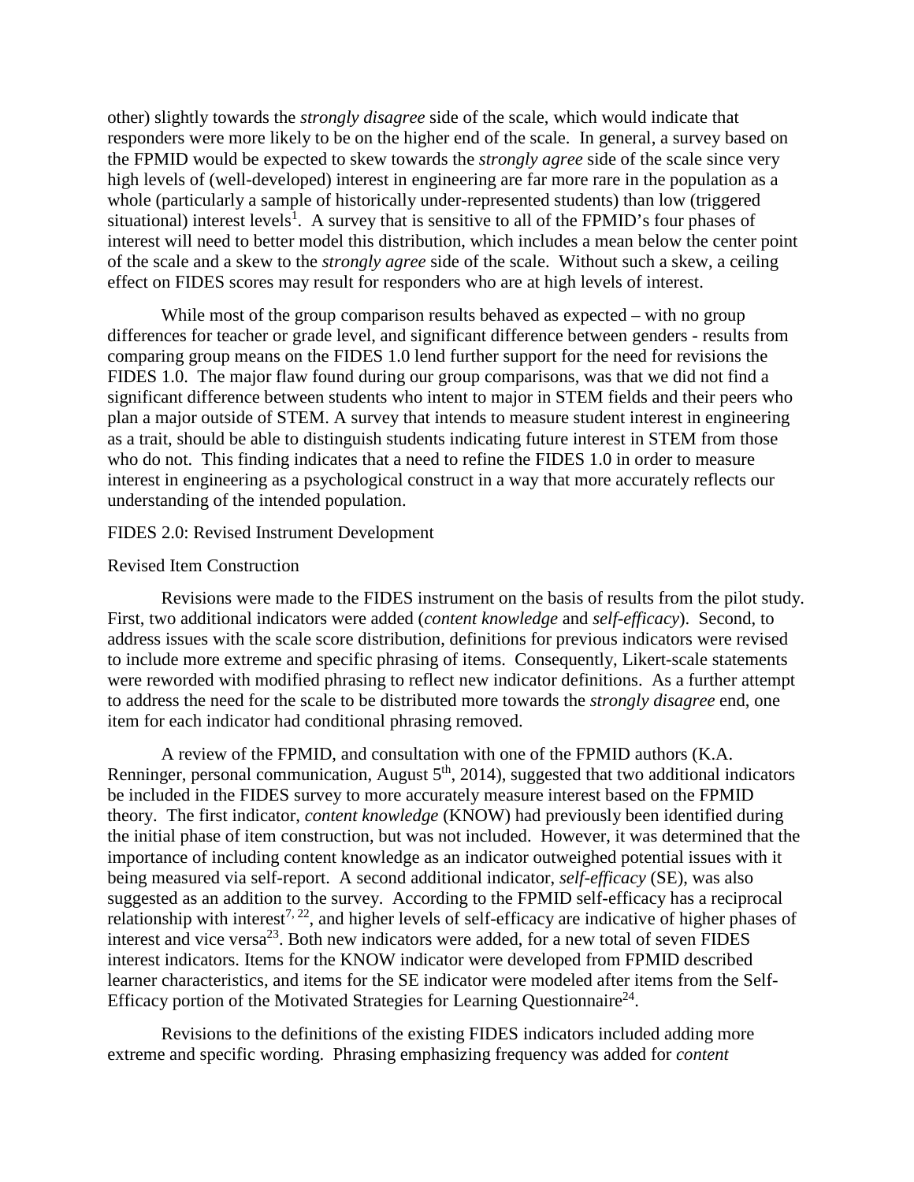other) slightly towards the *strongly disagree* side of the scale, which would indicate that responders were more likely to be on the higher end of the scale. In general, a survey based on the FPMID would be expected to skew towards the *strongly agree* side of the scale since very high levels of (well-developed) interest in engineering are far more rare in the population as a whole (particularly a sample of historically under-represented students) than low (triggered situational) interest levels[1]. A survey that is sensitive to all of the FPMID's four phases of interest will need to better model this distribution, which includes a mean below the center point of the scale and a skew to the *strongly agree* side of the scale. Without such a skew, a ceiling effect on FIDES scores may result for responders who are at high levels of interest.

While most of the group comparison results behaved as expected – with no group differences for teacher or grade level, and significant difference between genders - results from comparing group means on the FIDES 1.0 lend further support for the need for revisions the FIDES 1.0. The major flaw found during our group comparisons, was that we did not find a significant difference between students who intent to major in STEM fields and their peers who plan a major outside of STEM. A survey that intends to measure student interest in engineering as a trait, should be able to distinguish students indicating future interest in STEM from those who do not. This finding indicates that a need to refine the FIDES 1.0 in order to measure interest in engineering as a psychological construct in a way that more accurately reflects our understanding of the intended population.

FIDES 2.0: Revised Instrument Development

Revised Item Construction

Revisions were made to the FIDES instrument on the basis of results from the pilot study. First, two additional indicators were added (*content knowledge* and *self-efficacy*). Second, to address issues with the scale score distribution, definitions for previous indicators were revised to include more extreme and specific phrasing of items. Consequently, Likert-scale statements were reworded with modified phrasing to reflect new indicator definitions. As a further attempt to address the need for the scale to be distributed more towards the *strongly disagree* end, one item for each indicator had conditional phrasing removed.

A review of the FPMID, and consultation with one of the FPMID authors (K.A. Renninger, personal communication, August 5th, 2014), suggested that two additional indicators be included in the FIDES survey to more accurately measure interest based on the FPMID theory. The first indicator, *content knowledge* (KNOW) had previously been identified during the initial phase of item construction, but was not included. However, it was determined that the importance of including content knowledge as an indicator outweighed potential issues with it being measured via self-report. A second additional indicator, *self-efficacy* (SE), was also suggested as an addition to the survey. According to the FPMID self-efficacy has a reciprocal relationship with interest[7, 22], and higher levels of self-efficacy are indicative of higher phases of interest and vice versa[23]. Both new indicators were added, for a new total of seven FIDES interest indicators. Items for the KNOW indicator were developed from FPMID described learner characteristics, and items for the SE indicator were modeled after items from the Self-Efficacy portion of the Motivated Strategies for Learning Questionnaire[24].

Revisions to the definitions of the existing FIDES indicators included adding more extreme and specific wording. Phrasing emphasizing frequency was added for *content*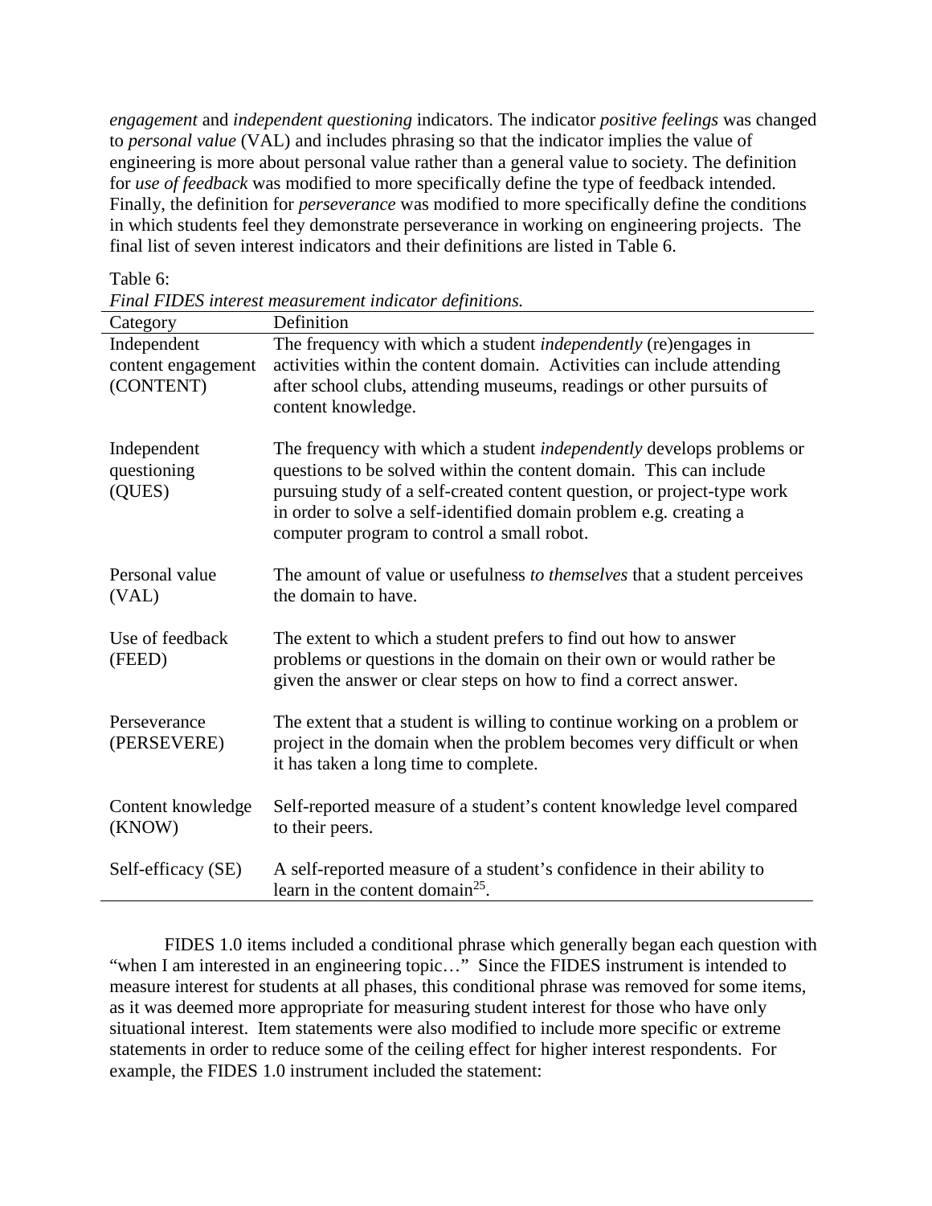*engagement* and *independent questioning* indicators. The indicator *positive feelings* was changed to *personal value* (VAL) and includes phrasing so that the indicator implies the value of engineering is more about personal value rather than a general value to society. The definition for *use of feedback* was modified to more specifically define the type of feedback intended. Finally, the definition for *perseverance* was modified to more specifically define the conditions in which students feel they demonstrate perseverance in working on engineering projects. The final list of seven interest indicators and their definitions are listed in Table 6.

Table 6:
*Final FIDES interest measurement indicator definitions.*

| Category | Definition |
|---|---|
| Independent content engagement (CONTENT) | The frequency with which a student *independently* (re)engages in activities within the content domain. Activities can include attending after school clubs, attending museums, readings or other pursuits of content knowledge. |
| Independent questioning (QUES) | The frequency with which a student *independently* develops problems or questions to be solved within the content domain. This can include pursuing study of a self-created content question, or project-type work in order to solve a self-identified domain problem e.g. creating a computer program to control a small robot. |
| Personal value (VAL) | The amount of value or usefulness *to themselves* that a student perceives the domain to have. |
| Use of feedback (FEED) | The extent to which a student prefers to find out how to answer problems or questions in the domain on their own or would rather be given the answer or clear steps on how to find a correct answer. |
| Perseverance (PERSEVERE) | The extent that a student is willing to continue working on a problem or project in the domain when the problem becomes very difficult or when it has taken a long time to complete. |
| Content knowledge (KNOW) | Self-reported measure of a student's content knowledge level compared to their peers. |
| Self-efficacy (SE) | A self-reported measure of a student's confidence in their ability to learn in the content domain[25]. |

FIDES 1.0 items included a conditional phrase which generally began each question with "when I am interested in an engineering topic…" Since the FIDES instrument is intended to measure interest for students at all phases, this conditional phrase was removed for some items, as it was deemed more appropriate for measuring student interest for those who have only situational interest. Item statements were also modified to include more specific or extreme statements in order to reduce some of the ceiling effect for higher interest respondents. For example, the FIDES 1.0 instrument included the statement: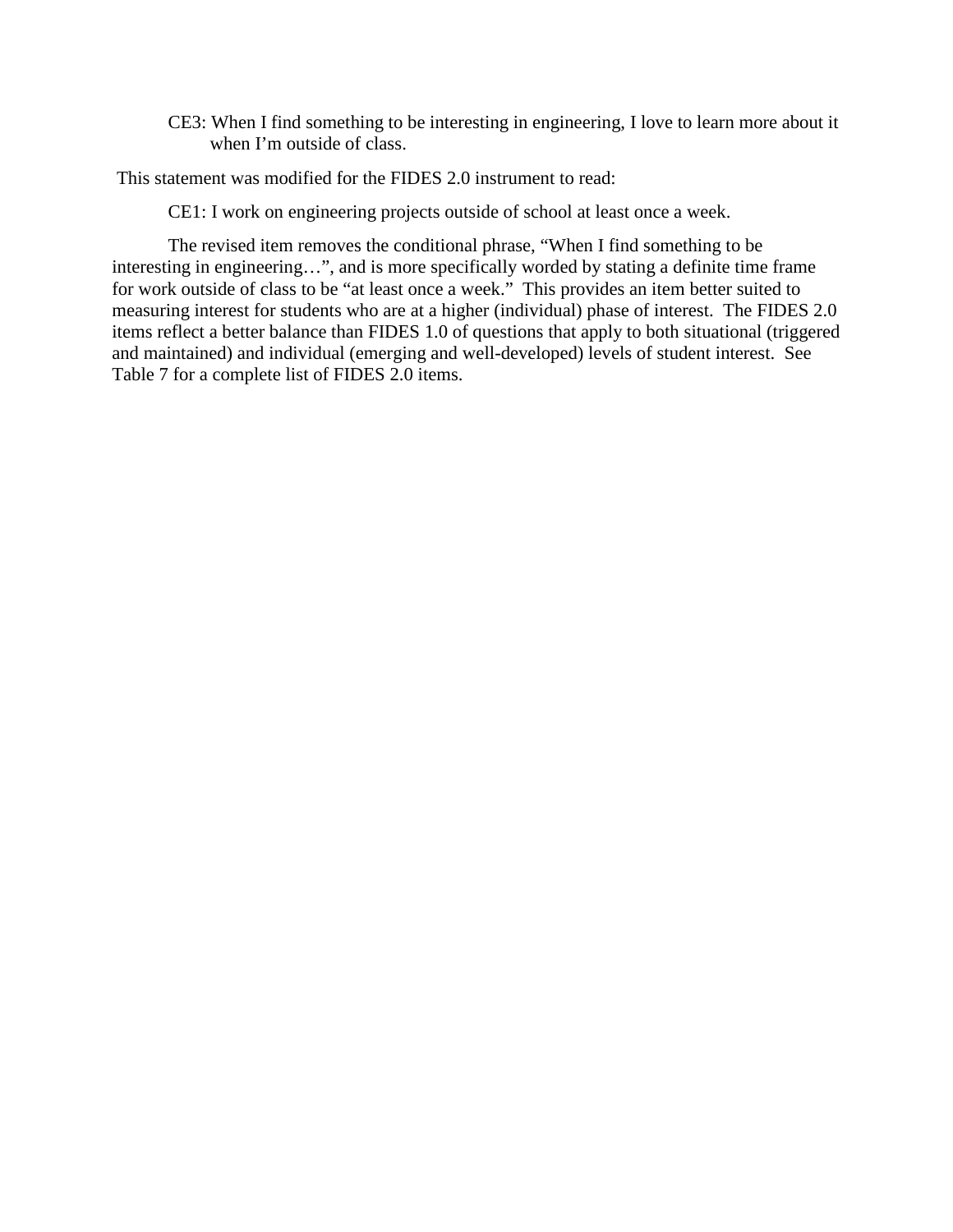CE3: When I find something to be interesting in engineering, I love to learn more about it when I'm outside of class.

This statement was modified for the FIDES 2.0 instrument to read:

CE1: I work on engineering projects outside of school at least once a week.

The revised item removes the conditional phrase, "When I find something to be interesting in engineering…", and is more specifically worded by stating a definite time frame for work outside of class to be "at least once a week." This provides an item better suited to measuring interest for students who are at a higher (individual) phase of interest. The FIDES 2.0 items reflect a better balance than FIDES 1.0 of questions that apply to both situational (triggered and maintained) and individual (emerging and well-developed) levels of student interest. See Table 7 for a complete list of FIDES 2.0 items.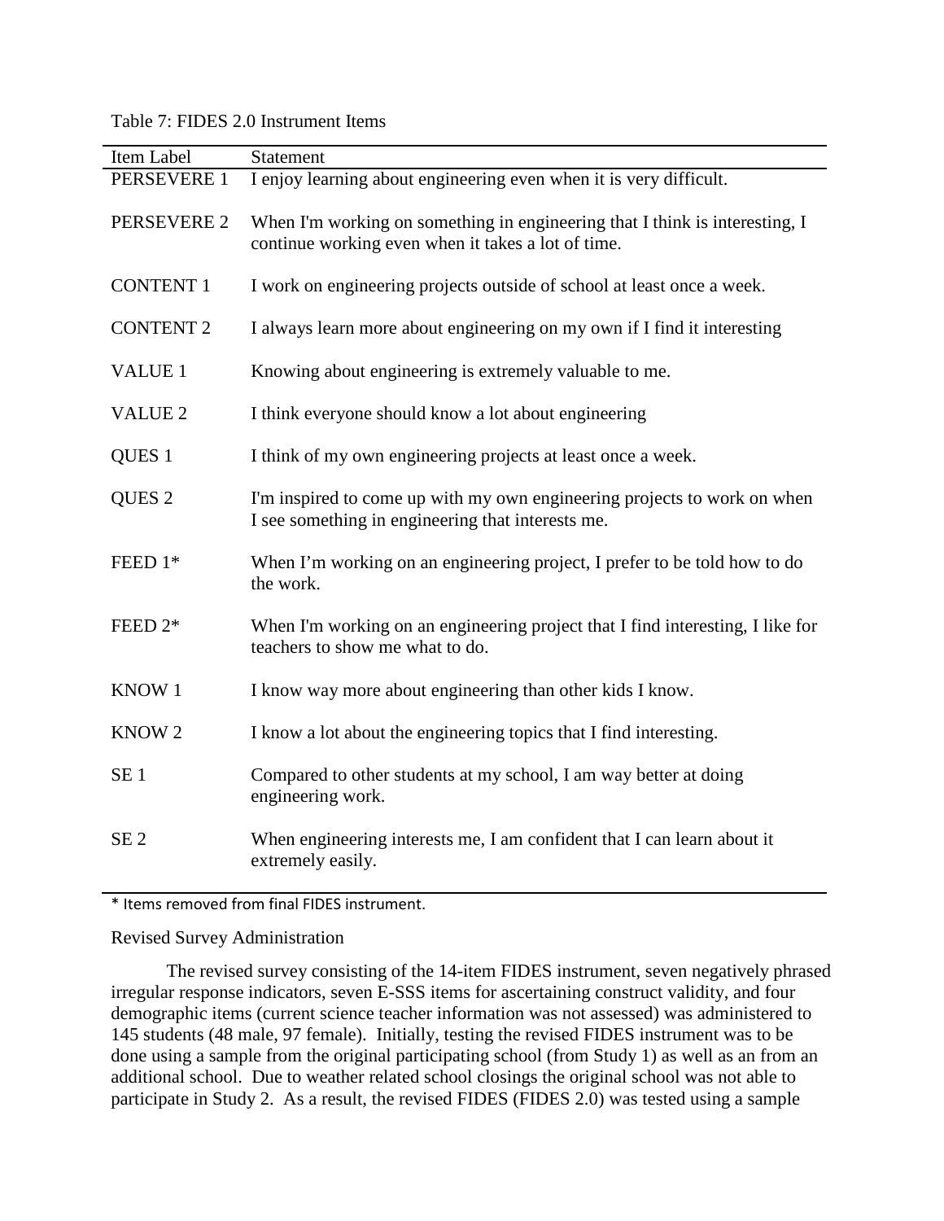Table 7: FIDES 2.0 Instrument Items

| Item Label | Statement |
| --- | --- |
| PERSEVERE 1 | I enjoy learning about engineering even when it is very difficult. |
| PERSEVERE 2 | When I'm working on something in engineering that I think is interesting, I continue working even when it takes a lot of time. |
| CONTENT 1 | I work on engineering projects outside of school at least once a week. |
| CONTENT 2 | I always learn more about engineering on my own if I find it interesting |
| VALUE 1 | Knowing about engineering is extremely valuable to me. |
| VALUE 2 | I think everyone should know a lot about engineering |
| QUES 1 | I think of my own engineering projects at least once a week. |
| QUES 2 | I'm inspired to come up with my own engineering projects to work on when I see something in engineering that interests me. |
| FEED 1* | When I'm working on an engineering project, I prefer to be told how to do the work. |
| FEED 2* | When I'm working on an engineering project that I find interesting, I like for teachers to show me what to do. |
| KNOW 1 | I know way more about engineering than other kids I know. |
| KNOW 2 | I know a lot about the engineering topics that I find interesting. |
| SE 1 | Compared to other students at my school, I am way better at doing engineering work. |
| SE 2 | When engineering interests me, I am confident that I can learn about it extremely easily. |

* Items removed from final FIDES instrument.

Revised Survey Administration

The revised survey consisting of the 14-item FIDES instrument, seven negatively phrased irregular response indicators, seven E-SSS items for ascertaining construct validity, and four demographic items (current science teacher information was not assessed) was administered to 145 students (48 male, 97 female). Initially, testing the revised FIDES instrument was to be done using a sample from the original participating school (from Study 1) as well as an from an additional school. Due to weather related school closings the original school was not able to participate in Study 2. As a result, the revised FIDES (FIDES 2.0) was tested using a sample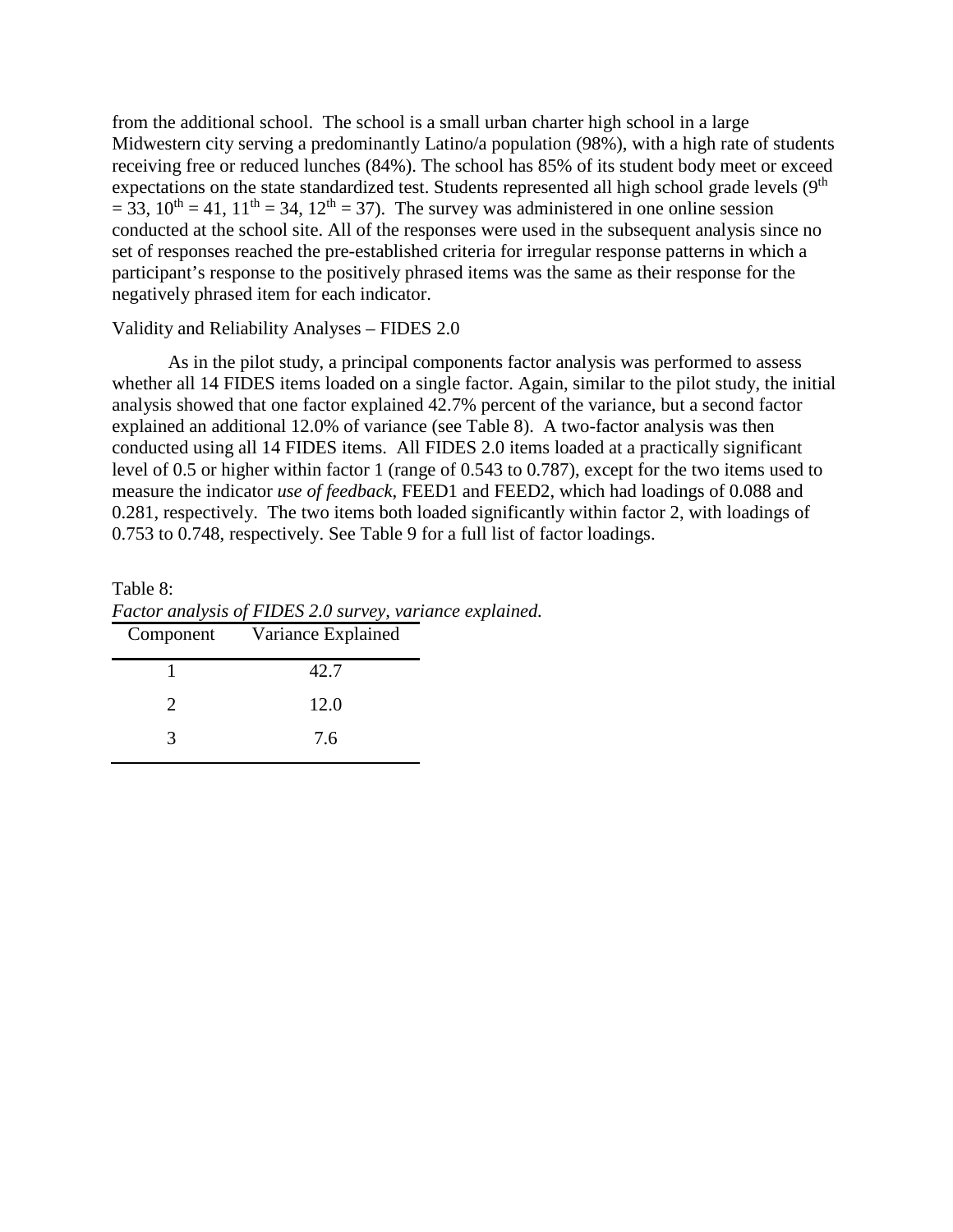from the additional school. The school is a small urban charter high school in a large Midwestern city serving a predominantly Latino/a population (98%), with a high rate of students receiving free or reduced lunches (84%). The school has 85% of its student body meet or exceed expectations on the state standardized test. Students represented all high school grade levels (9th = 33, 10th = 41, 11th = 34, 12th = 37). The survey was administered in one online session conducted at the school site. All of the responses were used in the subsequent analysis since no set of responses reached the pre-established criteria for irregular response patterns in which a participant's response to the positively phrased items was the same as their response for the negatively phrased item for each indicator.

## Validity and Reliability Analyses – FIDES 2.0

As in the pilot study, a principal components factor analysis was performed to assess whether all 14 FIDES items loaded on a single factor. Again, similar to the pilot study, the initial analysis showed that one factor explained 42.7% percent of the variance, but a second factor explained an additional 12.0% of variance (see Table 8). A two-factor analysis was then conducted using all 14 FIDES items. All FIDES 2.0 items loaded at a practically significant level of 0.5 or higher within factor 1 (range of 0.543 to 0.787), except for the two items used to measure the indicator *use of feedback*, FEED1 and FEED2, which had loadings of 0.088 and 0.281, respectively. The two items both loaded significantly within factor 2, with loadings of 0.753 to 0.748, respectively. See Table 9 for a full list of factor loadings.

Table 8:
*Factor analysis of FIDES 2.0 survey, variance explained.*

| Component | Variance Explained |
|---|---|
| 1 | 42.7 |
| 2 | 12.0 |
| 3 | 7.6 |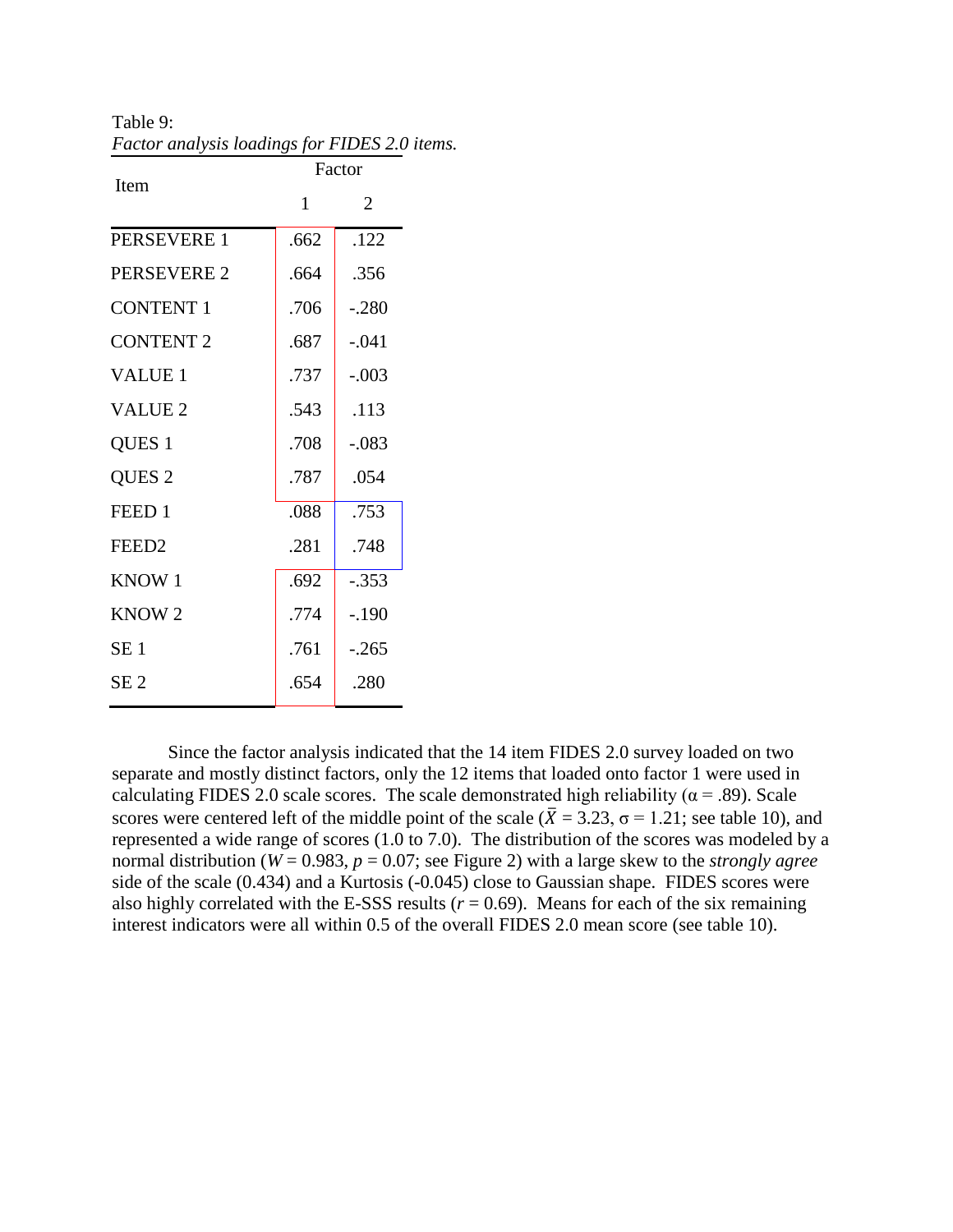Table 9:
*Factor analysis loadings for FIDES 2.0 items.*

| Item | Factor | |
|---|---|---|
| | 1 | 2 |
| PERSEVERE 1 | .662 | .122 |
| PERSEVERE 2 | .664 | .356 |
| CONTENT 1 | .706 | -.280 |
| CONTENT 2 | .687 | -.041 |
| VALUE 1 | .737 | -.003 |
| VALUE 2 | .543 | .113 |
| QUES 1 | .708 | -.083 |
| QUES 2 | .787 | .054 |
| FEED 1 | .088 | .753 |
| FEED2 | .281 | .748 |
| KNOW 1 | .692 | -.353 |
| KNOW 2 | .774 | -.190 |
| SE 1 | .761 | -.265 |
| SE 2 | .654 | .280 |

Since the factor analysis indicated that the 14 item FIDES 2.0 survey loaded on two separate and mostly distinct factors, only the 12 items that loaded onto factor 1 were used in calculating FIDES 2.0 scale scores. The scale demonstrated high reliability ($\alpha = .89$). Scale scores were centered left of the middle point of the scale ($\bar{X} = 3.23$, $\sigma = 1.21$; see table 10), and represented a wide range of scores (1.0 to 7.0). The distribution of the scores was modeled by a normal distribution ($W = 0.983$, $p = 0.07$; see Figure 2) with a large skew to the *strongly agree* side of the scale (0.434) and a Kurtosis (-0.045) close to Gaussian shape. FIDES scores were also highly correlated with the E-SSS results ($r = 0.69$). Means for each of the six remaining interest indicators were all within 0.5 of the overall FIDES 2.0 mean score (see table 10).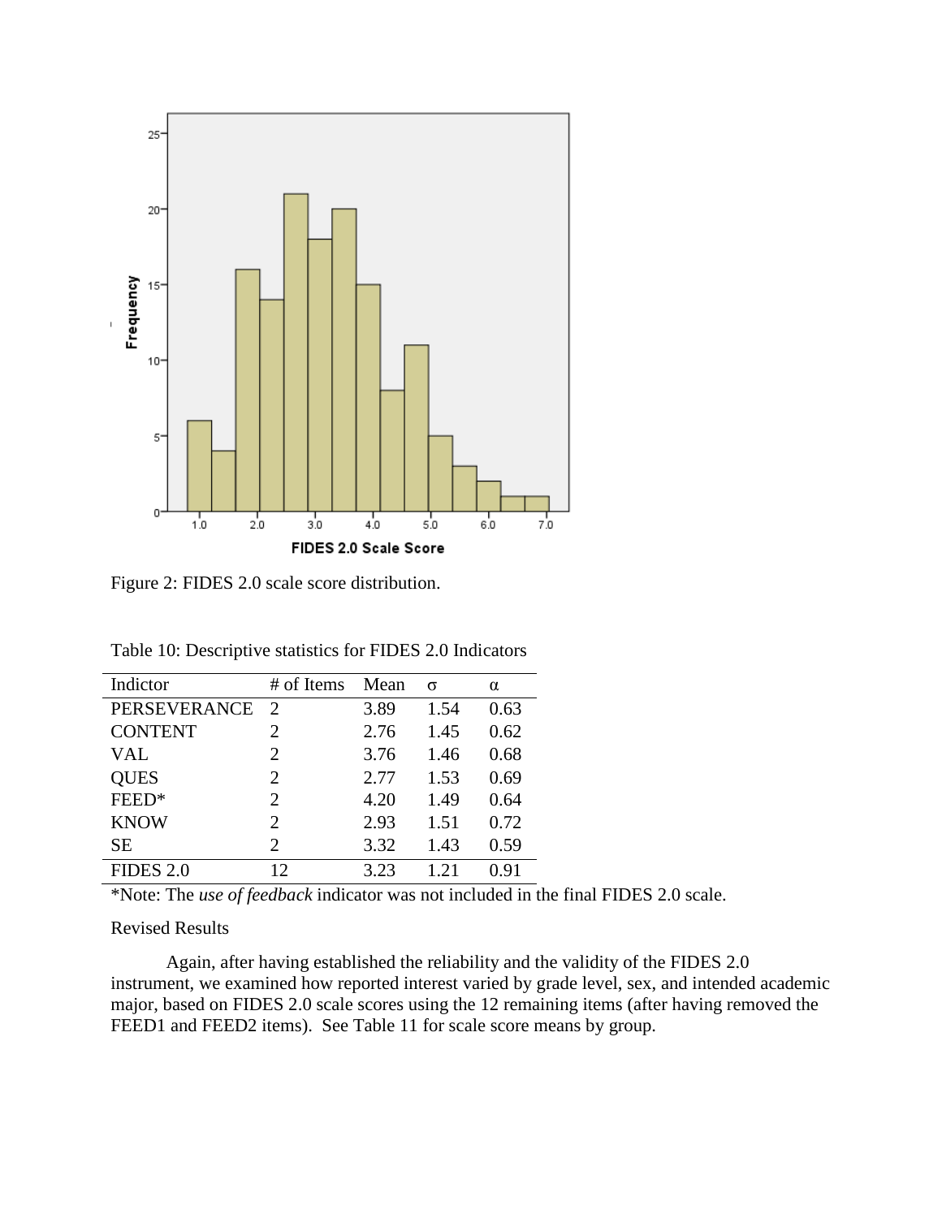Figure 2: FIDES 2.0 scale score distribution.

Table 10: Descriptive statistics for FIDES 2.0 Indicators

| Indictor | # of Items | Mean | σ | α |
|---|---|---|---|---|
| PERSEVERANCE | 2 | 3.89 | 1.54 | 0.63 |
| CONTENT | 2 | 2.76 | 1.45 | 0.62 |
| VAL | 2 | 3.76 | 1.46 | 0.68 |
| QUES | 2 | 2.77 | 1.53 | 0.69 |
| FEED* | 2 | 4.20 | 1.49 | 0.64 |
| KNOW | 2 | 2.93 | 1.51 | 0.72 |
| SE | 2 | 3.32 | 1.43 | 0.59 |
| FIDES 2.0 | 12 | 3.23 | 1.21 | 0.91 |

*Note: The *use of feedback* indicator was not included in the final FIDES 2.0 scale.

Revised Results

Again, after having established the reliability and the validity of the FIDES 2.0 instrument, we examined how reported interest varied by grade level, sex, and intended academic major, based on FIDES 2.0 scale scores using the 12 remaining items (after having removed the FEED1 and FEED2 items). See Table 11 for scale score means by group.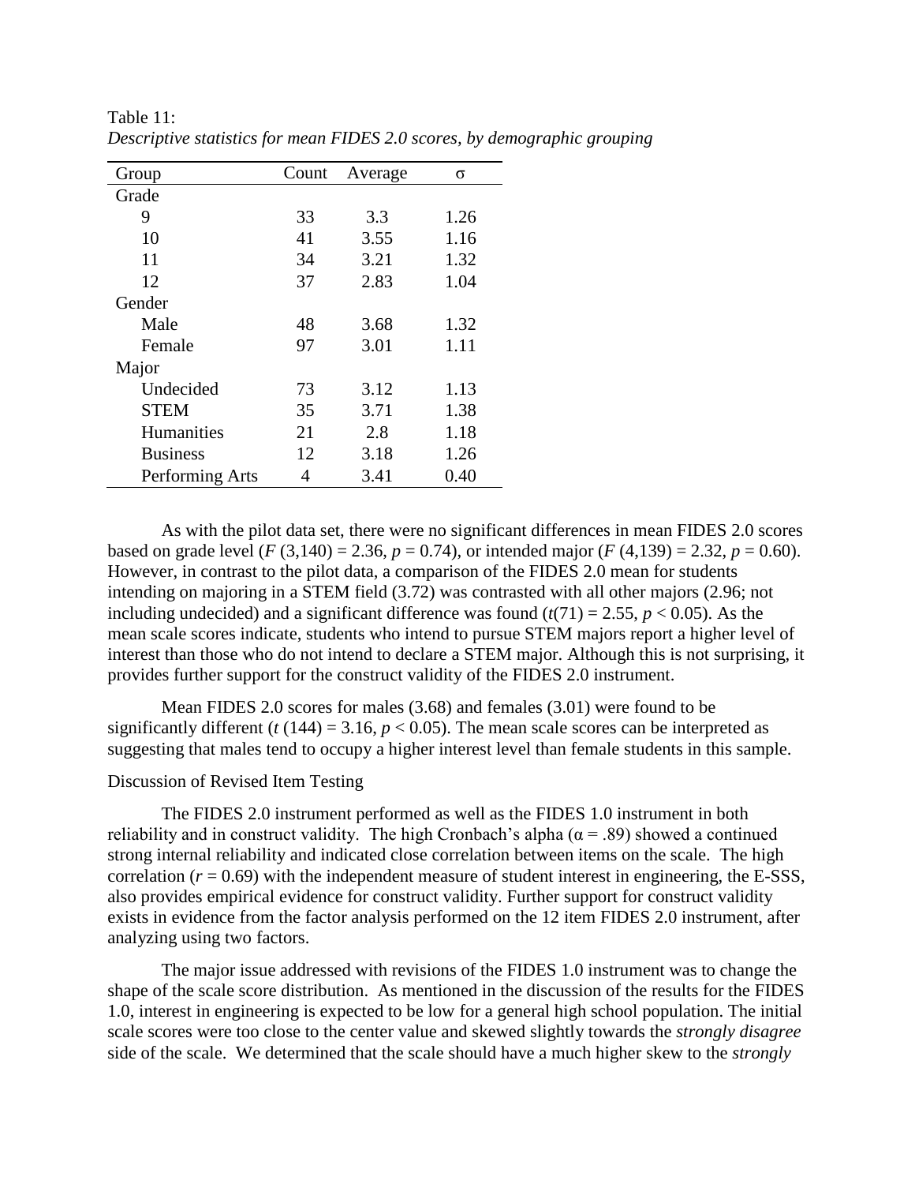Table 11:
*Descriptive statistics for mean FIDES 2.0 scores, by demographic grouping*

| Group | Count | Average | σ |
|---|---|---|---|
| Grade | | | |
| 9 | 33 | 3.3 | 1.26 |
| 10 | 41 | 3.55 | 1.16 |
| 11 | 34 | 3.21 | 1.32 |
| 12 | 37 | 2.83 | 1.04 |
| Gender | | | |
| Male | 48 | 3.68 | 1.32 |
| Female | 97 | 3.01 | 1.11 |
| Major | | | |
| Undecided | 73 | 3.12 | 1.13 |
| STEM | 35 | 3.71 | 1.38 |
| Humanities | 21 | 2.8 | 1.18 |
| Business | 12 | 3.18 | 1.26 |
| Performing Arts | 4 | 3.41 | 0.40 |

As with the pilot data set, there were no significant differences in mean FIDES 2.0 scores based on grade level ($F$ (3,140) = 2.36, $p$ = 0.74), or intended major ($F$ (4,139) = 2.32, $p$ = 0.60). However, in contrast to the pilot data, a comparison of the FIDES 2.0 mean for students intending on majoring in a STEM field (3.72) was contrasted with all other majors (2.96; not including undecided) and a significant difference was found ($t(71)$ = 2.55, $p < 0.05$). As the mean scale scores indicate, students who intend to pursue STEM majors report a higher level of interest than those who do not intend to declare a STEM major. Although this is not surprising, it provides further support for the construct validity of the FIDES 2.0 instrument.

Mean FIDES 2.0 scores for males (3.68) and females (3.01) were found to be significantly different ($t$ (144) = 3.16, $p < 0.05$). The mean scale scores can be interpreted as suggesting that males tend to occupy a higher interest level than female students in this sample.

Discussion of Revised Item Testing

The FIDES 2.0 instrument performed as well as the FIDES 1.0 instrument in both reliability and in construct validity. The high Cronbach's alpha ($\alpha$ = .89) showed a continued strong internal reliability and indicated close correlation between items on the scale. The high correlation ($r$ = 0.69) with the independent measure of student interest in engineering, the E-SSS, also provides empirical evidence for construct validity. Further support for construct validity exists in evidence from the factor analysis performed on the 12 item FIDES 2.0 instrument, after analyzing using two factors.

The major issue addressed with revisions of the FIDES 1.0 instrument was to change the shape of the scale score distribution. As mentioned in the discussion of the results for the FIDES 1.0, interest in engineering is expected to be low for a general high school population. The initial scale scores were too close to the center value and skewed slightly towards the *strongly disagree* side of the scale. We determined that the scale should have a much higher skew to the *strongly*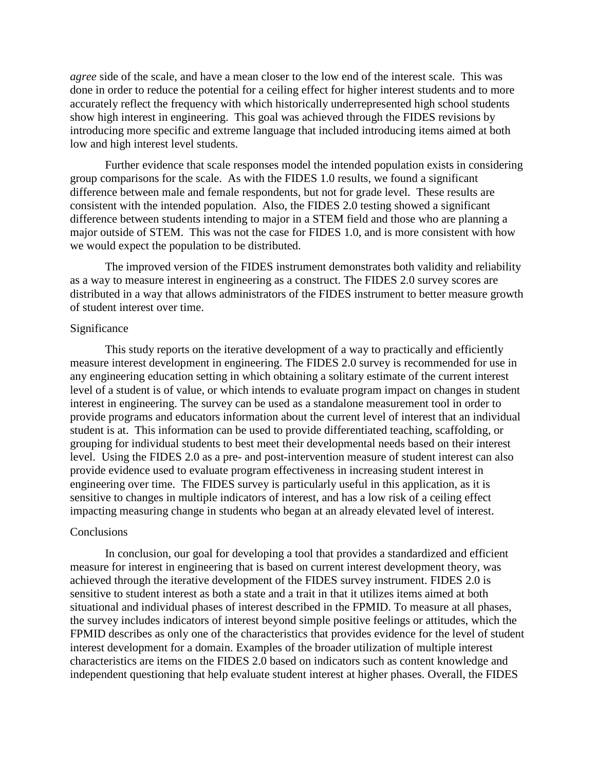*agree* side of the scale, and have a mean closer to the low end of the interest scale. This was done in order to reduce the potential for a ceiling effect for higher interest students and to more accurately reflect the frequency with which historically underrepresented high school students show high interest in engineering. This goal was achieved through the FIDES revisions by introducing more specific and extreme language that included introducing items aimed at both low and high interest level students.

Further evidence that scale responses model the intended population exists in considering group comparisons for the scale. As with the FIDES 1.0 results, we found a significant difference between male and female respondents, but not for grade level. These results are consistent with the intended population. Also, the FIDES 2.0 testing showed a significant difference between students intending to major in a STEM field and those who are planning a major outside of STEM. This was not the case for FIDES 1.0, and is more consistent with how we would expect the population to be distributed.

The improved version of the FIDES instrument demonstrates both validity and reliability as a way to measure interest in engineering as a construct. The FIDES 2.0 survey scores are distributed in a way that allows administrators of the FIDES instrument to better measure growth of student interest over time.

## Significance

This study reports on the iterative development of a way to practically and efficiently measure interest development in engineering. The FIDES 2.0 survey is recommended for use in any engineering education setting in which obtaining a solitary estimate of the current interest level of a student is of value, or which intends to evaluate program impact on changes in student interest in engineering. The survey can be used as a standalone measurement tool in order to provide programs and educators information about the current level of interest that an individual student is at. This information can be used to provide differentiated teaching, scaffolding, or grouping for individual students to best meet their developmental needs based on their interest level. Using the FIDES 2.0 as a pre- and post-intervention measure of student interest can also provide evidence used to evaluate program effectiveness in increasing student interest in engineering over time. The FIDES survey is particularly useful in this application, as it is sensitive to changes in multiple indicators of interest, and has a low risk of a ceiling effect impacting measuring change in students who began at an already elevated level of interest.

## Conclusions

In conclusion, our goal for developing a tool that provides a standardized and efficient measure for interest in engineering that is based on current interest development theory, was achieved through the iterative development of the FIDES survey instrument. FIDES 2.0 is sensitive to student interest as both a state and a trait in that it utilizes items aimed at both situational and individual phases of interest described in the FPMID. To measure at all phases, the survey includes indicators of interest beyond simple positive feelings or attitudes, which the FPMID describes as only one of the characteristics that provides evidence for the level of student interest development for a domain. Examples of the broader utilization of multiple interest characteristics are items on the FIDES 2.0 based on indicators such as content knowledge and independent questioning that help evaluate student interest at higher phases. Overall, the FIDES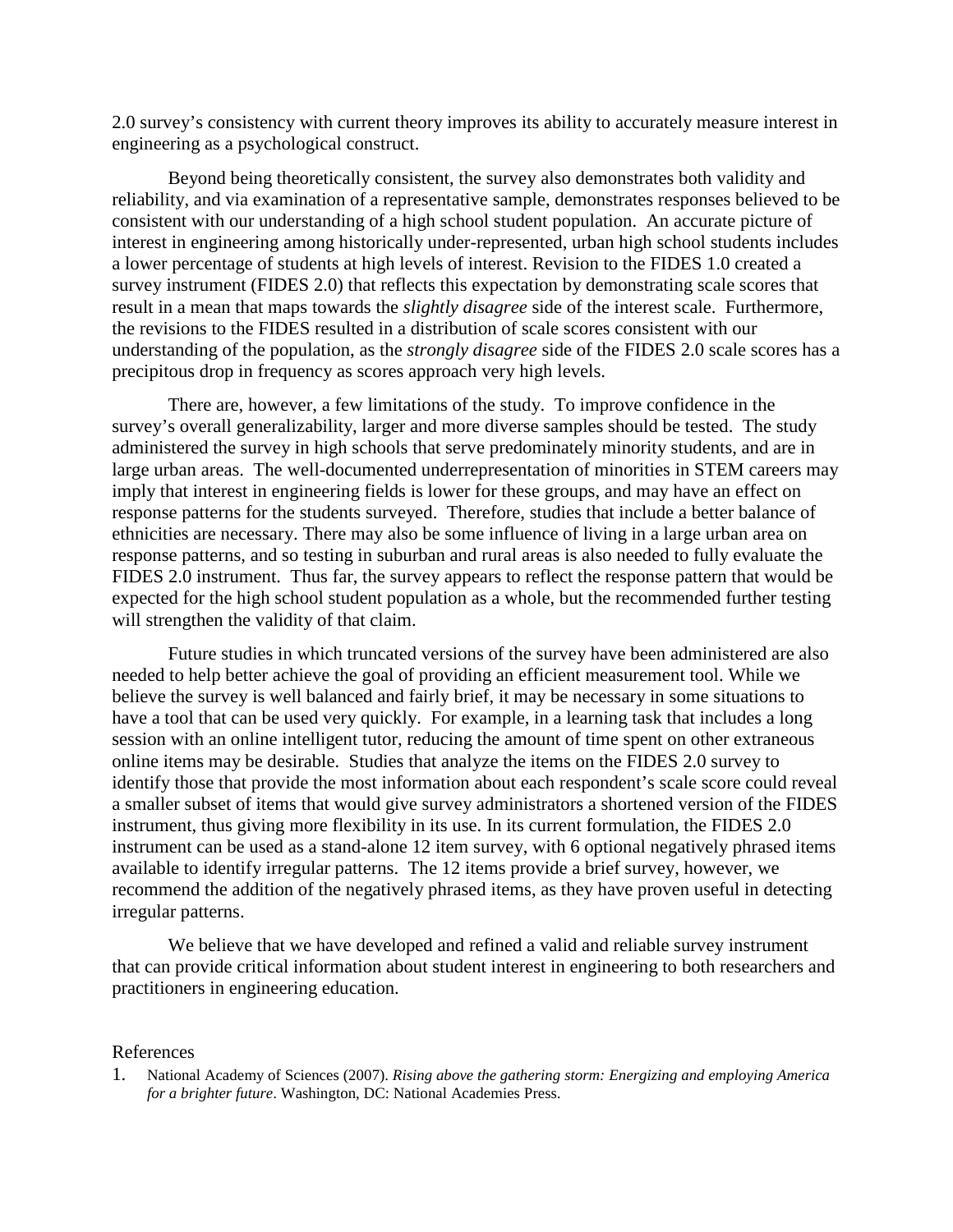2.0 survey's consistency with current theory improves its ability to accurately measure interest in engineering as a psychological construct.

Beyond being theoretically consistent, the survey also demonstrates both validity and reliability, and via examination of a representative sample, demonstrates responses believed to be consistent with our understanding of a high school student population. An accurate picture of interest in engineering among historically under-represented, urban high school students includes a lower percentage of students at high levels of interest. Revision to the FIDES 1.0 created a survey instrument (FIDES 2.0) that reflects this expectation by demonstrating scale scores that result in a mean that maps towards the *slightly disagree* side of the interest scale. Furthermore, the revisions to the FIDES resulted in a distribution of scale scores consistent with our understanding of the population, as the *strongly disagree* side of the FIDES 2.0 scale scores has a precipitous drop in frequency as scores approach very high levels.

There are, however, a few limitations of the study. To improve confidence in the survey's overall generalizability, larger and more diverse samples should be tested. The study administered the survey in high schools that serve predominately minority students, and are in large urban areas. The well-documented underrepresentation of minorities in STEM careers may imply that interest in engineering fields is lower for these groups, and may have an effect on response patterns for the students surveyed. Therefore, studies that include a better balance of ethnicities are necessary. There may also be some influence of living in a large urban area on response patterns, and so testing in suburban and rural areas is also needed to fully evaluate the FIDES 2.0 instrument. Thus far, the survey appears to reflect the response pattern that would be expected for the high school student population as a whole, but the recommended further testing will strengthen the validity of that claim.

Future studies in which truncated versions of the survey have been administered are also needed to help better achieve the goal of providing an efficient measurement tool. While we believe the survey is well balanced and fairly brief, it may be necessary in some situations to have a tool that can be used very quickly. For example, in a learning task that includes a long session with an online intelligent tutor, reducing the amount of time spent on other extraneous online items may be desirable. Studies that analyze the items on the FIDES 2.0 survey to identify those that provide the most information about each respondent's scale score could reveal a smaller subset of items that would give survey administrators a shortened version of the FIDES instrument, thus giving more flexibility in its use. In its current formulation, the FIDES 2.0 instrument can be used as a stand-alone 12 item survey, with 6 optional negatively phrased items available to identify irregular patterns. The 12 items provide a brief survey, however, we recommend the addition of the negatively phrased items, as they have proven useful in detecting irregular patterns.

We believe that we have developed and refined a valid and reliable survey instrument that can provide critical information about student interest in engineering to both researchers and practitioners in engineering education.

## References

1. National Academy of Sciences (2007). *Rising above the gathering storm: Energizing and employing America for a brighter future*. Washington, DC: National Academies Press.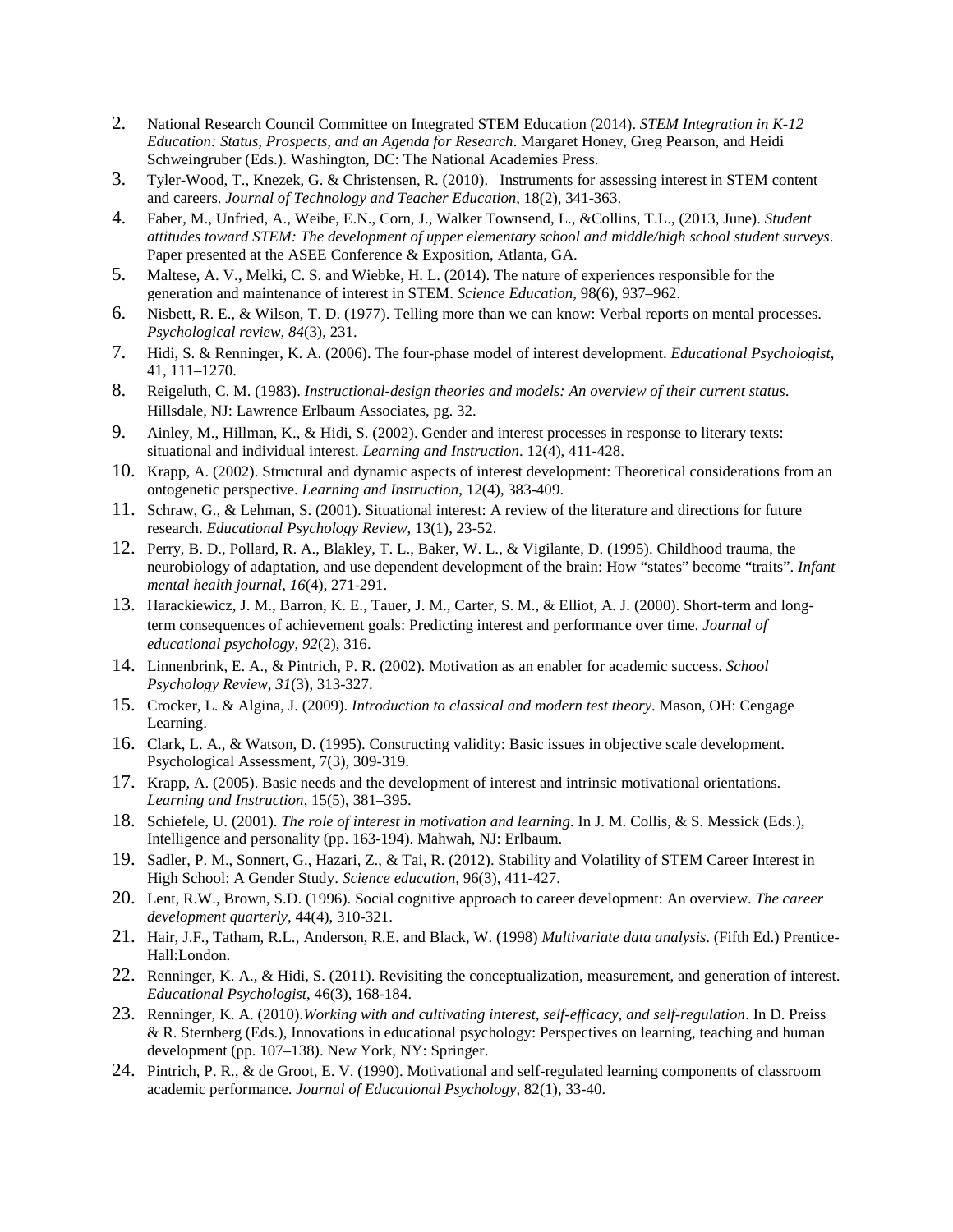2. National Research Council Committee on Integrated STEM Education (2014). *STEM Integration in K-12 Education: Status, Prospects, and an Agenda for Research*. Margaret Honey, Greg Pearson, and Heidi Schweingruber (Eds.). Washington, DC: The National Academies Press.
3. Tyler-Wood, T., Knezek, G. & Christensen, R. (2010). Instruments for assessing interest in STEM content and careers. *Journal of Technology and Teacher Education*, 18(2), 341-363.
4. Faber, M., Unfried, A., Weibe, E.N., Corn, J., Walker Townsend, L., &Collins, T.L., (2013, June). *Student attitudes toward STEM: The development of upper elementary school and middle/high school student surveys*. Paper presented at the ASEE Conference & Exposition, Atlanta, GA.
5. Maltese, A. V., Melki, C. S. and Wiebke, H. L. (2014). The nature of experiences responsible for the generation and maintenance of interest in STEM. *Science Education*, 98(6), 937–962.
6. Nisbett, R. E., & Wilson, T. D. (1977). Telling more than we can know: Verbal reports on mental processes. *Psychological review*, *84*(3), 231.
7. Hidi, S. & Renninger, K. A. (2006). The four-phase model of interest development. *Educational Psychologist*, 41, 111–1270.
8. Reigeluth, C. M. (1983). *Instructional-design theories and models: An overview of their current status*. Hillsdale, NJ: Lawrence Erlbaum Associates, pg. 32.
9. Ainley, M., Hillman, K., & Hidi, S. (2002). Gender and interest processes in response to literary texts: situational and individual interest. *Learning and Instruction*. 12(4), 411-428.
10. Krapp, A. (2002). Structural and dynamic aspects of interest development: Theoretical considerations from an ontogenetic perspective. *Learning and Instruction*, 12(4), 383-409.
11. Schraw, G., & Lehman, S. (2001). Situational interest: A review of the literature and directions for future research. *Educational Psychology Review*, 13(1), 23-52.
12. Perry, B. D., Pollard, R. A., Blakley, T. L., Baker, W. L., & Vigilante, D. (1995). Childhood trauma, the neurobiology of adaptation, and use dependent development of the brain: How "states" become "traits". *Infant mental health journal*, *16*(4), 271-291.
13. Harackiewicz, J. M., Barron, K. E., Tauer, J. M., Carter, S. M., & Elliot, A. J. (2000). Short-term and long-term consequences of achievement goals: Predicting interest and performance over time. *Journal of educational psychology*, *92*(2), 316.
14. Linnenbrink, E. A., & Pintrich, P. R. (2002). Motivation as an enabler for academic success. *School Psychology Review*, *31*(3), 313-327.
15. Crocker, L. & Algina, J. (2009). *Introduction to classical and modern test theory*. Mason, OH: Cengage Learning.
16. Clark, L. A., & Watson, D. (1995). Constructing validity: Basic issues in objective scale development. Psychological Assessment, 7(3), 309-319.
17. Krapp, A. (2005). Basic needs and the development of interest and intrinsic motivational orientations. *Learning and Instruction*, 15(5), 381–395.
18. Schiefele, U. (2001). *The role of interest in motivation and learning*. In J. M. Collis, & S. Messick (Eds.), Intelligence and personality (pp. 163-194). Mahwah, NJ: Erlbaum.
19. Sadler, P. M., Sonnert, G., Hazari, Z., & Tai, R. (2012). Stability and Volatility of STEM Career Interest in High School: A Gender Study. *Science education*, 96(3), 411-427.
20. Lent, R.W., Brown, S.D. (1996). Social cognitive approach to career development: An overview. *The career development quarterly*, 44(4), 310-321.
21. Hair, J.F., Tatham, R.L., Anderson, R.E. and Black, W. (1998) *Multivariate data analysis*. (Fifth Ed.) Prentice-Hall:London.
22. Renninger, K. A., & Hidi, S. (2011). Revisiting the conceptualization, measurement, and generation of interest. *Educational Psychologist*, 46(3), 168-184.
23. Renninger, K. A. (2010).*Working with and cultivating interest, self-efficacy, and self-regulation*. In D. Preiss & R. Sternberg (Eds.), Innovations in educational psychology: Perspectives on learning, teaching and human development (pp. 107–138). New York, NY: Springer.
24. Pintrich, P. R., & de Groot, E. V. (1990). Motivational and self-regulated learning components of classroom academic performance. *Journal of Educational Psychology*, 82(1), 33-40.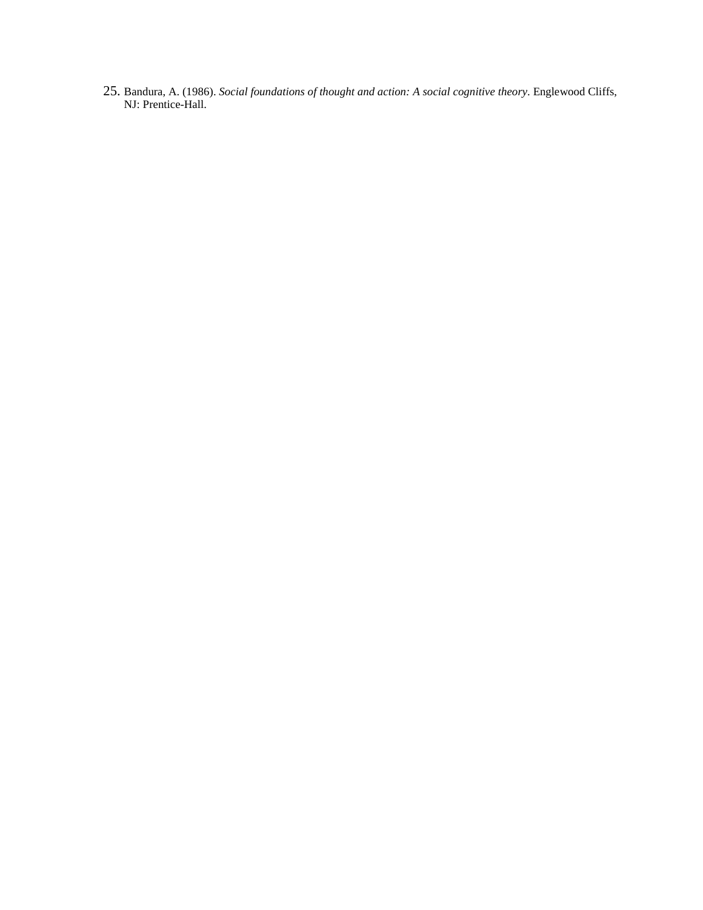25. Bandura, A. (1986). *Social foundations of thought and action: A social cognitive theory*. Englewood Cliffs, NJ: Prentice-Hall.